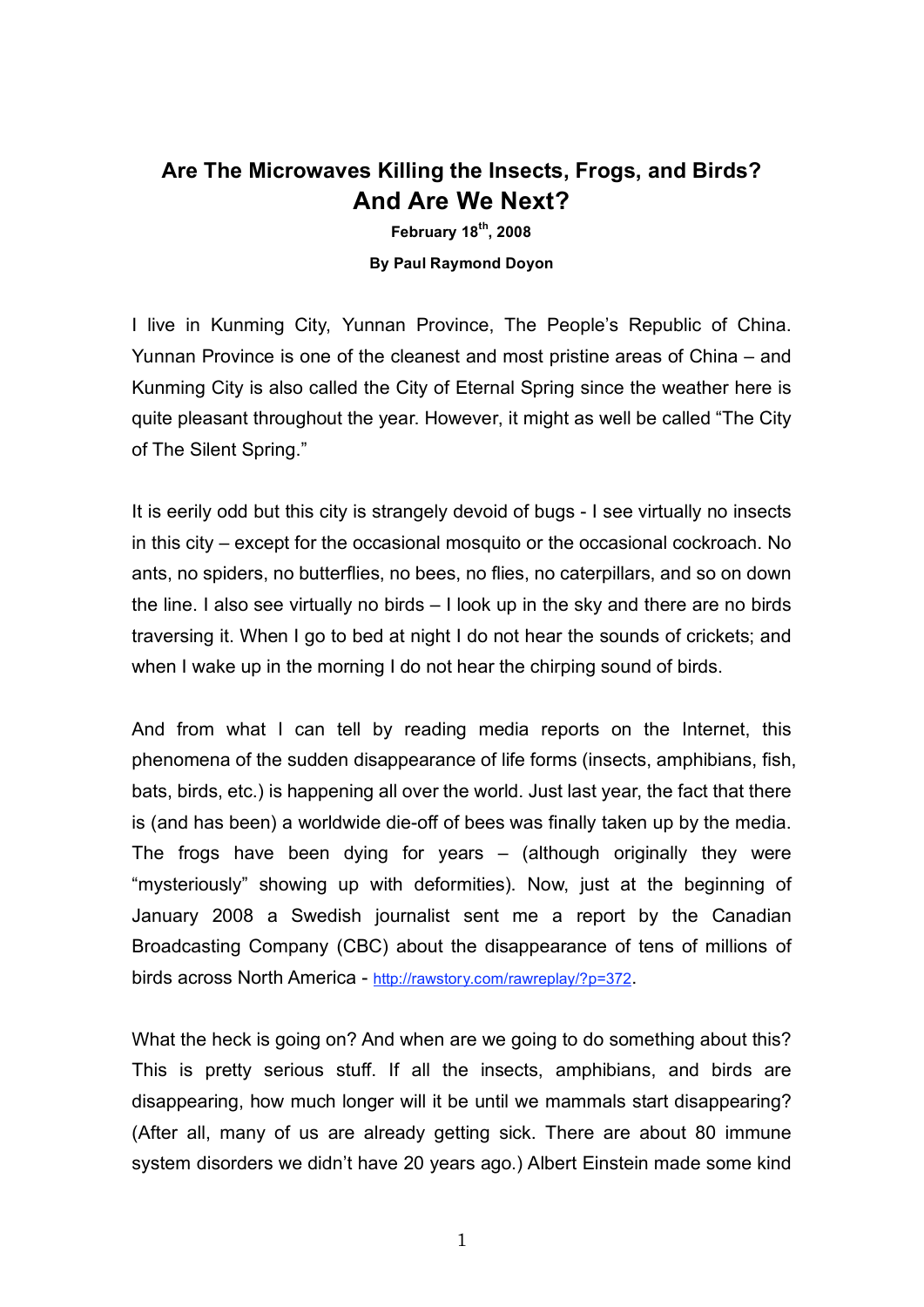# Are The Microwaves Killing the Insects, Frogs, and Birds?
# And Are We Next?

**February 18th, 2008**

**By Paul Raymond Doyon**

I live in Kunming City, Yunnan Province, The People's Republic of China. Yunnan Province is one of the cleanest and most pristine areas of China – and Kunming City is also called the City of Eternal Spring since the weather here is quite pleasant throughout the year. However, it might as well be called "The City of The Silent Spring."

It is eerily odd but this city is strangely devoid of bugs - I see virtually no insects in this city – except for the occasional mosquito or the occasional cockroach. No ants, no spiders, no butterflies, no bees, no flies, no caterpillars, and so on down the line. I also see virtually no birds – I look up in the sky and there are no birds traversing it. When I go to bed at night I do not hear the sounds of crickets; and when I wake up in the morning I do not hear the chirping sound of birds.

And from what I can tell by reading media reports on the Internet, this phenomena of the sudden disappearance of life forms (insects, amphibians, fish, bats, birds, etc.) is happening all over the world. Just last year, the fact that there is (and has been) a worldwide die-off of bees was finally taken up by the media. The frogs have been dying for years – (although originally they were "mysteriously" showing up with deformities). Now, just at the beginning of January 2008 a Swedish journalist sent me a report by the Canadian Broadcasting Company (CBC) about the disappearance of tens of millions of birds across North America - http://rawstory.com/rawreplay/?p=372.

What the heck is going on? And when are we going to do something about this? This is pretty serious stuff. If all the insects, amphibians, and birds are disappearing, how much longer will it be until we mammals start disappearing? (After all, many of us are already getting sick. There are about 80 immune system disorders we didn't have 20 years ago.) Albert Einstein made some kind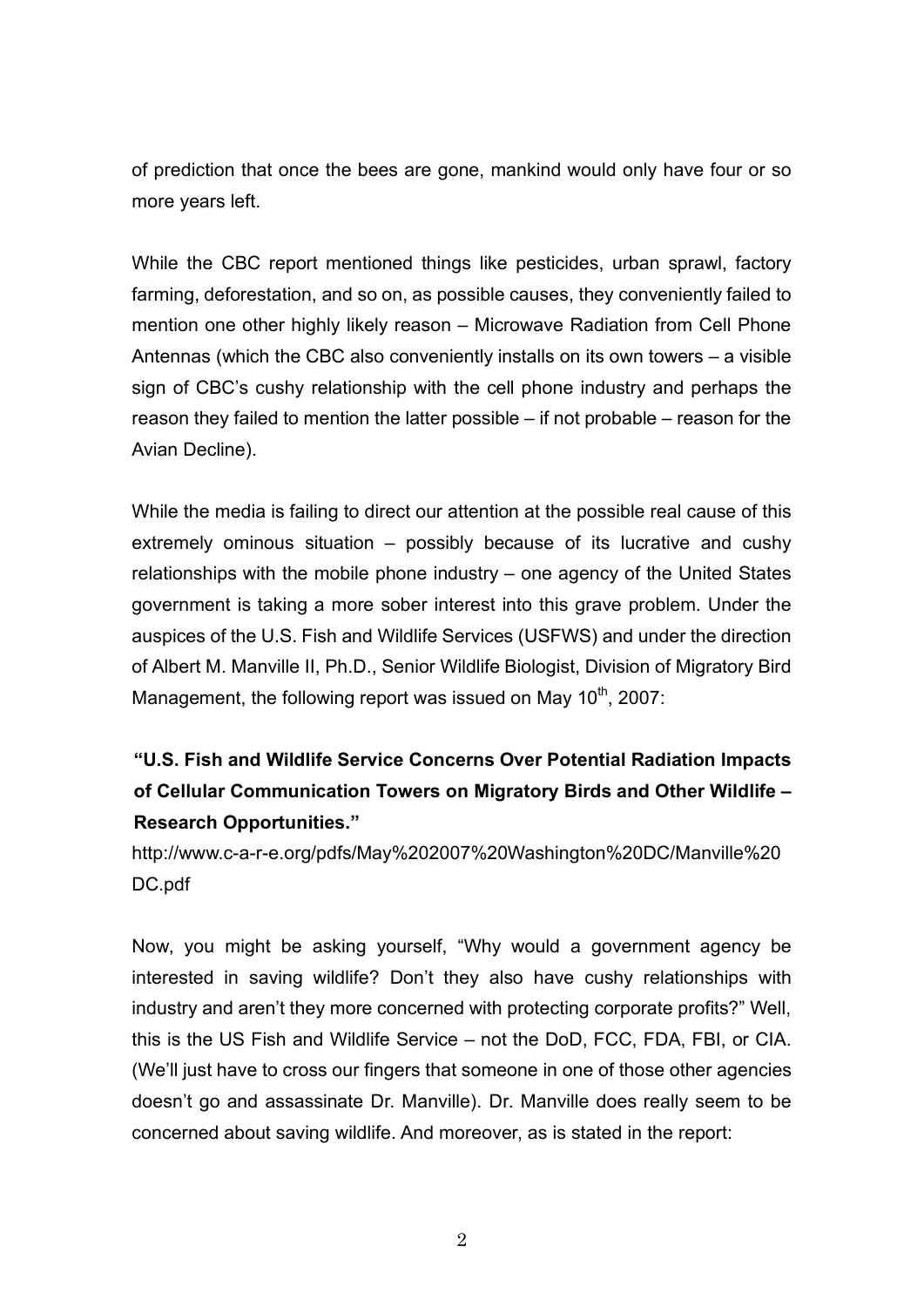of prediction that once the bees are gone, mankind would only have four or so more years left.

While the CBC report mentioned things like pesticides, urban sprawl, factory farming, deforestation, and so on, as possible causes, they conveniently failed to mention one other highly likely reason – Microwave Radiation from Cell Phone Antennas (which the CBC also conveniently installs on its own towers – a visible sign of CBC's cushy relationship with the cell phone industry and perhaps the reason they failed to mention the latter possible – if not probable – reason for the Avian Decline).

While the media is failing to direct our attention at the possible real cause of this extremely ominous situation – possibly because of its lucrative and cushy relationships with the mobile phone industry – one agency of the United States government is taking a more sober interest into this grave problem. Under the auspices of the U.S. Fish and Wildlife Services (USFWS) and under the direction of Albert M. Manville II, Ph.D., Senior Wildlife Biologist, Division of Migratory Bird Management, the following report was issued on May 10th, 2007:

**"U.S. Fish and Wildlife Service Concerns Over Potential Radiation Impacts of Cellular Communication Towers on Migratory Birds and Other Wildlife – Research Opportunities."**

http://www.c-a-r-e.org/pdfs/May%202007%20Washington%20DC/Manville%20DC.pdf

Now, you might be asking yourself, "Why would a government agency be interested in saving wildlife? Don't they also have cushy relationships with industry and aren't they more concerned with protecting corporate profits?" Well, this is the US Fish and Wildlife Service – not the DoD, FCC, FDA, FBI, or CIA. (We'll just have to cross our fingers that someone in one of those other agencies doesn't go and assassinate Dr. Manville). Dr. Manville does really seem to be concerned about saving wildlife. And moreover, as is stated in the report: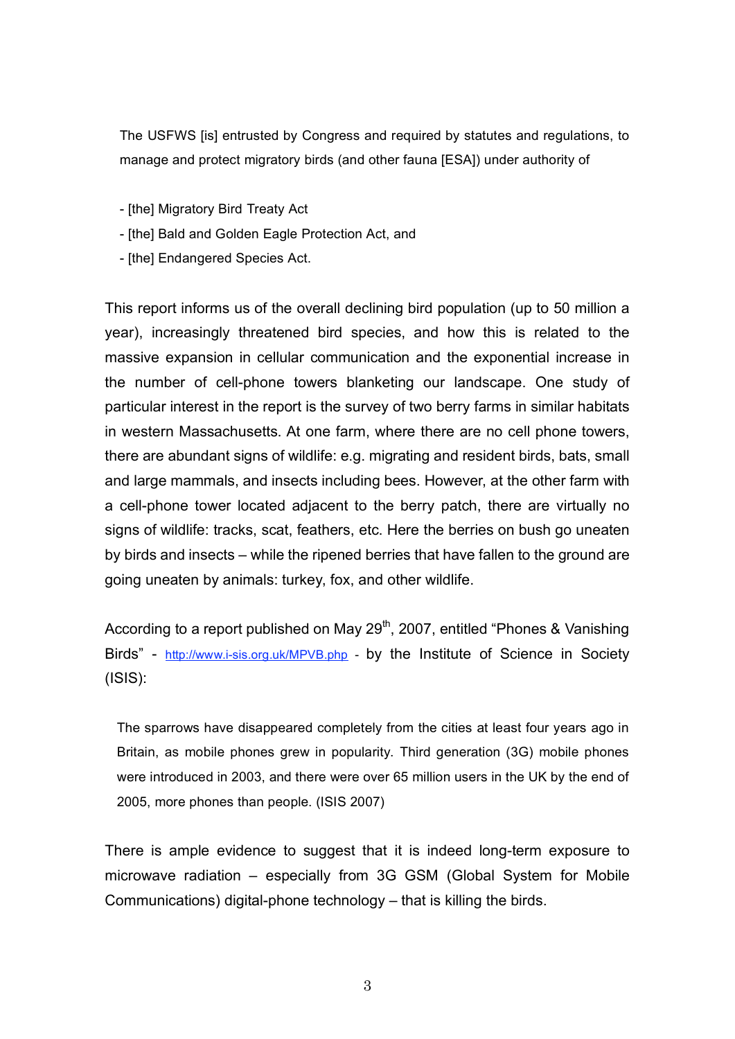> The USFWS [is] entrusted by Congress and required by statutes and regulations, to manage and protect migratory birds (and other fauna [ESA]) under authority of
>
> - [the] Migratory Bird Treaty Act
> - [the] Bald and Golden Eagle Protection Act, and
> - [the] Endangered Species Act.

This report informs us of the overall declining bird population (up to 50 million a year), increasingly threatened bird species, and how this is related to the massive expansion in cellular communication and the exponential increase in the number of cell-phone towers blanketing our landscape. One study of particular interest in the report is the survey of two berry farms in similar habitats in western Massachusetts. At one farm, where there are no cell phone towers, there are abundant signs of wildlife: e.g. migrating and resident birds, bats, small and large mammals, and insects including bees. However, at the other farm with a cell-phone tower located adjacent to the berry patch, there are virtually no signs of wildlife: tracks, scat, feathers, etc. Here the berries on bush go uneaten by birds and insects – while the ripened berries that have fallen to the ground are going uneaten by animals: turkey, fox, and other wildlife.

According to a report published on May 29th, 2007, entitled "Phones & Vanishing Birds" - http://www.i-sis.org.uk/MPVB.php - by the Institute of Science in Society (ISIS):

> The sparrows have disappeared completely from the cities at least four years ago in Britain, as mobile phones grew in popularity. Third generation (3G) mobile phones were introduced in 2003, and there were over 65 million users in the UK by the end of 2005, more phones than people. (ISIS 2007)

There is ample evidence to suggest that it is indeed long-term exposure to microwave radiation – especially from 3G GSM (Global System for Mobile Communications) digital-phone technology – that is killing the birds.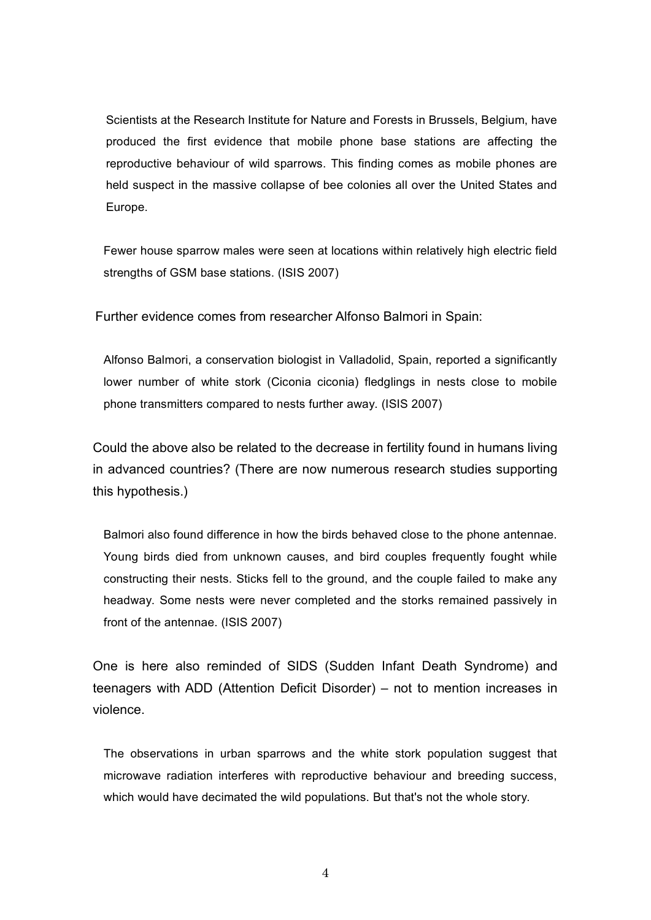> Scientists at the Research Institute for Nature and Forests in Brussels, Belgium, have produced the first evidence that mobile phone base stations are affecting the reproductive behaviour of wild sparrows. This finding comes as mobile phones are held suspect in the massive collapse of bee colonies all over the United States and Europe.
>
> Fewer house sparrow males were seen at locations within relatively high electric field strengths of GSM base stations. (ISIS 2007)

Further evidence comes from researcher Alfonso Balmori in Spain:

> Alfonso Balmori, a conservation biologist in Valladolid, Spain, reported a significantly lower number of white stork (Ciconia ciconia) fledglings in nests close to mobile phone transmitters compared to nests further away. (ISIS 2007)

Could the above also be related to the decrease in fertility found in humans living in advanced countries? (There are now numerous research studies supporting this hypothesis.)

> Balmori also found difference in how the birds behaved close to the phone antennae. Young birds died from unknown causes, and bird couples frequently fought while constructing their nests. Sticks fell to the ground, and the couple failed to make any headway. Some nests were never completed and the storks remained passively in front of the antennae. (ISIS 2007)

One is here also reminded of SIDS (Sudden Infant Death Syndrome) and teenagers with ADD (Attention Deficit Disorder) – not to mention increases in violence.

> The observations in urban sparrows and the white stork population suggest that microwave radiation interferes with reproductive behaviour and breeding success, which would have decimated the wild populations. But that's not the whole story.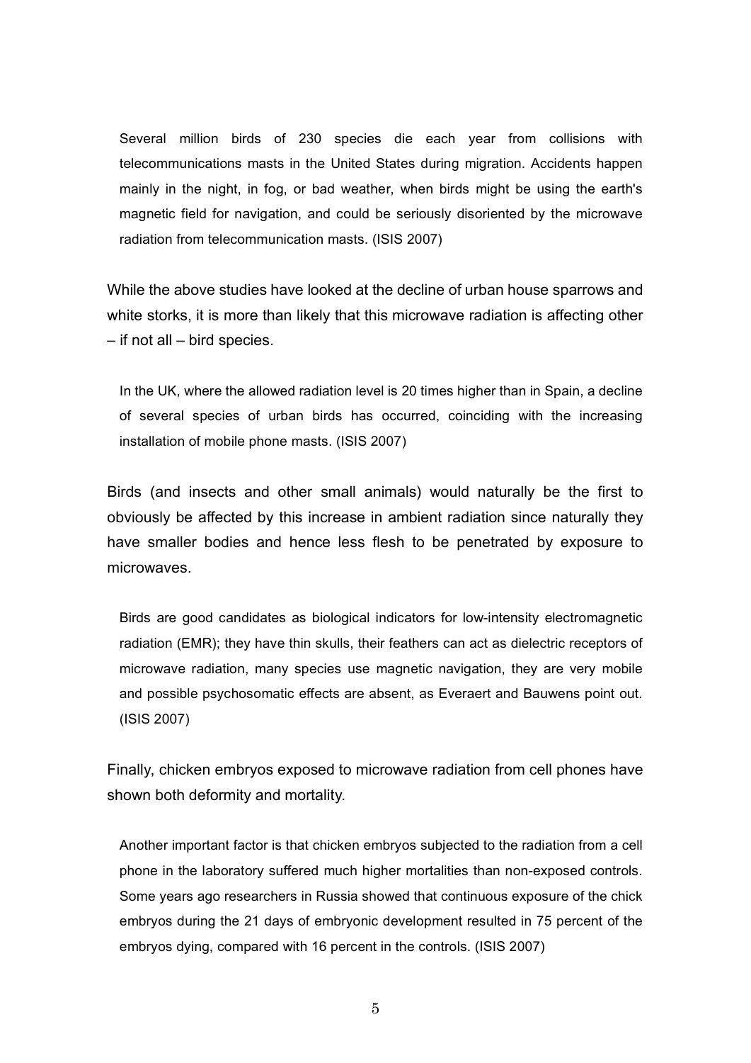> Several million birds of 230 species die each year from collisions with telecommunications masts in the United States during migration. Accidents happen mainly in the night, in fog, or bad weather, when birds might be using the earth's magnetic field for navigation, and could be seriously disoriented by the microwave radiation from telecommunication masts. (ISIS 2007)

While the above studies have looked at the decline of urban house sparrows and white storks, it is more than likely that this microwave radiation is affecting other – if not all – bird species.

> In the UK, where the allowed radiation level is 20 times higher than in Spain, a decline of several species of urban birds has occurred, coinciding with the increasing installation of mobile phone masts. (ISIS 2007)

Birds (and insects and other small animals) would naturally be the first to obviously be affected by this increase in ambient radiation since naturally they have smaller bodies and hence less flesh to be penetrated by exposure to microwaves.

> Birds are good candidates as biological indicators for low-intensity electromagnetic radiation (EMR); they have thin skulls, their feathers can act as dielectric receptors of microwave radiation, many species use magnetic navigation, they are very mobile and possible psychosomatic effects are absent, as Everaert and Bauwens point out. (ISIS 2007)

Finally, chicken embryos exposed to microwave radiation from cell phones have shown both deformity and mortality.

> Another important factor is that chicken embryos subjected to the radiation from a cell phone in the laboratory suffered much higher mortalities than non-exposed controls. Some years ago researchers in Russia showed that continuous exposure of the chick embryos during the 21 days of embryonic development resulted in 75 percent of the embryos dying, compared with 16 percent in the controls. (ISIS 2007)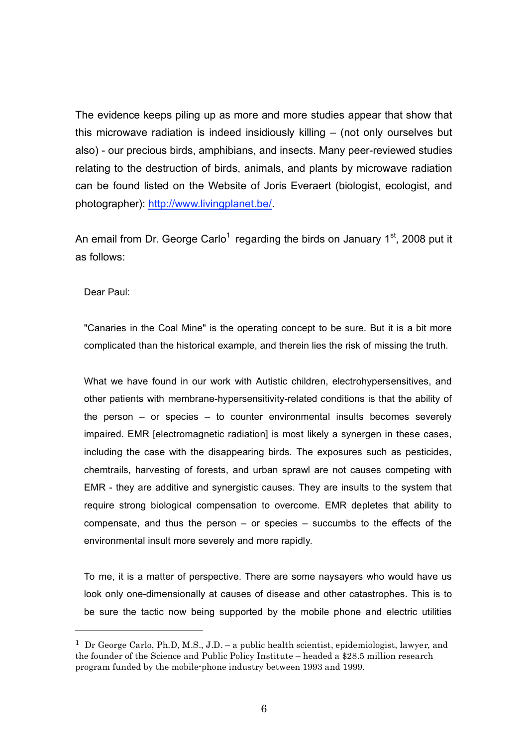The evidence keeps piling up as more and more studies appear that show that this microwave radiation is indeed insidiously killing – (not only ourselves but also) - our precious birds, amphibians, and insects. Many peer-reviewed studies relating to the destruction of birds, animals, and plants by microwave radiation can be found listed on the Website of Joris Everaert (biologist, ecologist, and photographer): [http://www.livingplanet.be/](http://www.livingplanet.be/).

An email from Dr. George Carlo[1] regarding the birds on January 1st, 2008 put it as follows:

> Dear Paul:
>
> "Canaries in the Coal Mine" is the operating concept to be sure. But it is a bit more complicated than the historical example, and therein lies the risk of missing the truth.
>
> What we have found in our work with Autistic children, electrohypersensitives, and other patients with membrane-hypersensitivity-related conditions is that the ability of the person – or species – to counter environmental insults becomes severely impaired. EMR [electromagnetic radiation] is most likely a synergen in these cases, including the case with the disappearing birds. The exposures such as pesticides, chemtrails, harvesting of forests, and urban sprawl are not causes competing with EMR - they are additive and synergistic causes. They are insults to the system that require strong biological compensation to overcome. EMR depletes that ability to compensate, and thus the person – or species – succumbs to the effects of the environmental insult more severely and more rapidly.
>
> To me, it is a matter of perspective. There are some naysayers who would have us look only one-dimensionally at causes of disease and other catastrophes. This is to be sure the tactic now being supported by the mobile phone and electric utilities

[1] Dr George Carlo, Ph.D, M.S., J.D. – a public health scientist, epidemiologist, lawyer, and the founder of the Science and Public Policy Institute – headed a $28.5 million research program funded by the mobile-phone industry between 1993 and 1999.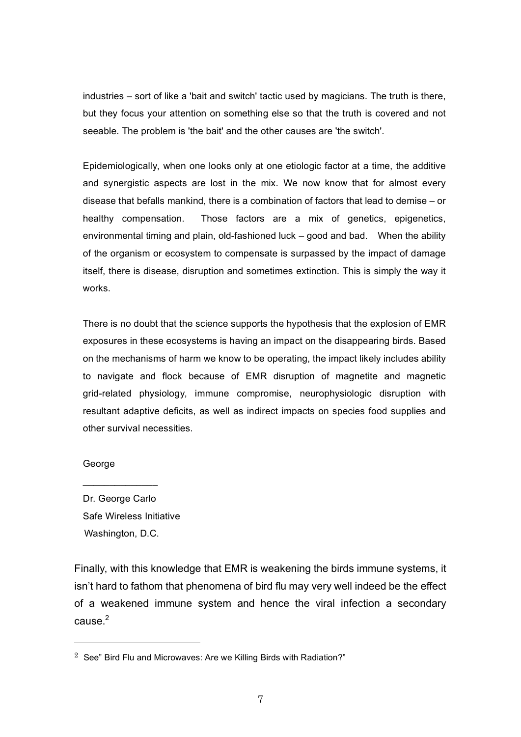industries – sort of like a 'bait and switch' tactic used by magicians. The truth is there, but they focus your attention on something else so that the truth is covered and not seeable. The problem is 'the bait' and the other causes are 'the switch'.

Epidemiologically, when one looks only at one etiologic factor at a time, the additive and synergistic aspects are lost in the mix. We now know that for almost every disease that befalls mankind, there is a combination of factors that lead to demise – or healthy compensation. Those factors are a mix of genetics, epigenetics, environmental timing and plain, old-fashioned luck – good and bad. When the ability of the organism or ecosystem to compensate is surpassed by the impact of damage itself, there is disease, disruption and sometimes extinction. This is simply the way it works.

There is no doubt that the science supports the hypothesis that the explosion of EMR exposures in these ecosystems is having an impact on the disappearing birds. Based on the mechanisms of harm we know to be operating, the impact likely includes ability to navigate and flock because of EMR disruption of magnetite and magnetic grid-related physiology, immune compromise, neurophysiologic disruption with resultant adaptive deficits, as well as indirect impacts on species food supplies and other survival necessities.

George

______________

Dr. George Carlo
Safe Wireless Initiative
Washington, D.C.

Finally, with this knowledge that EMR is weakening the birds immune systems, it isn't hard to fathom that phenomena of bird flu may very well indeed be the effect of a weakened immune system and hence the viral infection a secondary cause.[2]

---

[2] See" Bird Flu and Microwaves: Are we Killing Birds with Radiation?"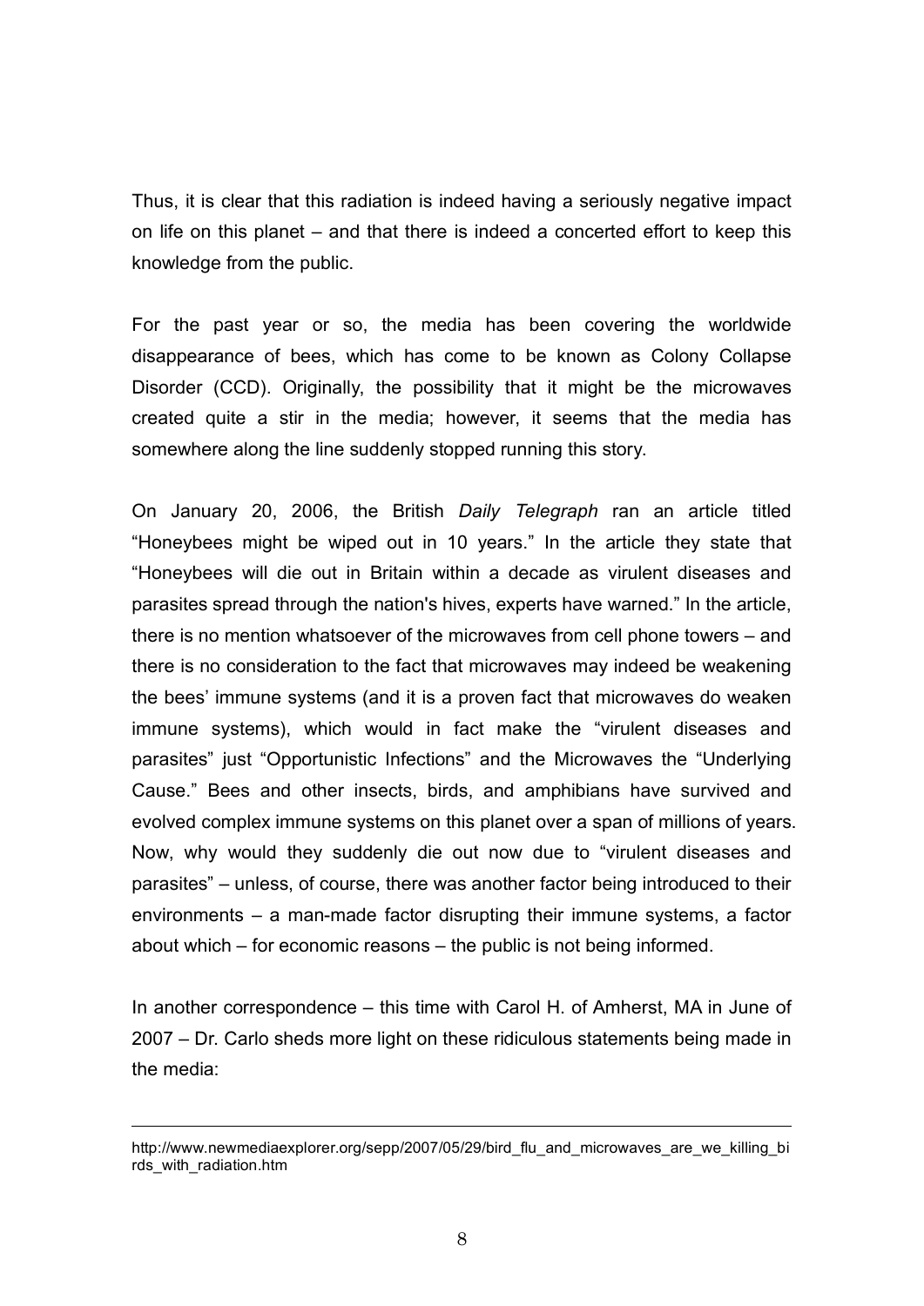Thus, it is clear that this radiation is indeed having a seriously negative impact on life on this planet – and that there is indeed a concerted effort to keep this knowledge from the public.

For the past year or so, the media has been covering the worldwide disappearance of bees, which has come to be known as Colony Collapse Disorder (CCD). Originally, the possibility that it might be the microwaves created quite a stir in the media; however, it seems that the media has somewhere along the line suddenly stopped running this story.

On January 20, 2006, the British *Daily Telegraph* ran an article titled "Honeybees might be wiped out in 10 years." In the article they state that "Honeybees will die out in Britain within a decade as virulent diseases and parasites spread through the nation's hives, experts have warned." In the article, there is no mention whatsoever of the microwaves from cell phone towers – and there is no consideration to the fact that microwaves may indeed be weakening the bees' immune systems (and it is a proven fact that microwaves do weaken immune systems), which would in fact make the "virulent diseases and parasites" just "Opportunistic Infections" and the Microwaves the "Underlying Cause." Bees and other insects, birds, and amphibians have survived and evolved complex immune systems on this planet over a span of millions of years. Now, why would they suddenly die out now due to "virulent diseases and parasites" – unless, of course, there was another factor being introduced to their environments – a man-made factor disrupting their immune systems, a factor about which – for economic reasons – the public is not being informed.

In another correspondence – this time with Carol H. of Amherst, MA in June of 2007 – Dr. Carlo sheds more light on these ridiculous statements being made in the media:

---

http://www.newmediaexplorer.org/sepp/2007/05/29/bird_flu_and_microwaves_are_we_killing_birds_with_radiation.htm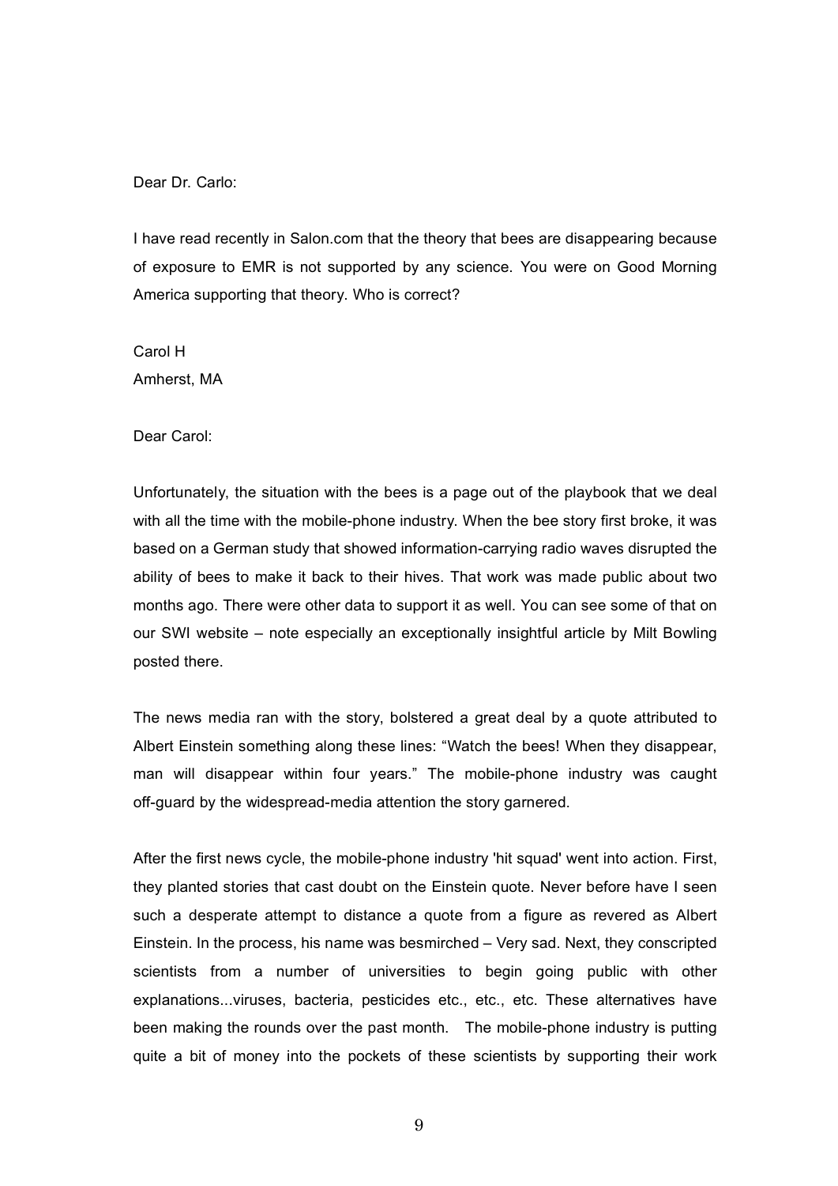Dear Dr. Carlo:

I have read recently in Salon.com that the theory that bees are disappearing because of exposure to EMR is not supported by any science. You were on Good Morning America supporting that theory. Who is correct?

Carol H
Amherst, MA

Dear Carol:

Unfortunately, the situation with the bees is a page out of the playbook that we deal with all the time with the mobile-phone industry. When the bee story first broke, it was based on a German study that showed information-carrying radio waves disrupted the ability of bees to make it back to their hives. That work was made public about two months ago. There were other data to support it as well. You can see some of that on our SWI website – note especially an exceptionally insightful article by Milt Bowling posted there.

The news media ran with the story, bolstered a great deal by a quote attributed to Albert Einstein something along these lines: "Watch the bees! When they disappear, man will disappear within four years." The mobile-phone industry was caught off-guard by the widespread-media attention the story garnered.

After the first news cycle, the mobile-phone industry 'hit squad' went into action. First, they planted stories that cast doubt on the Einstein quote. Never before have I seen such a desperate attempt to distance a quote from a figure as revered as Albert Einstein. In the process, his name was besmirched – Very sad. Next, they conscripted scientists from a number of universities to begin going public with other explanations...viruses, bacteria, pesticides etc., etc., etc. These alternatives have been making the rounds over the past month. The mobile-phone industry is putting quite a bit of money into the pockets of these scientists by supporting their work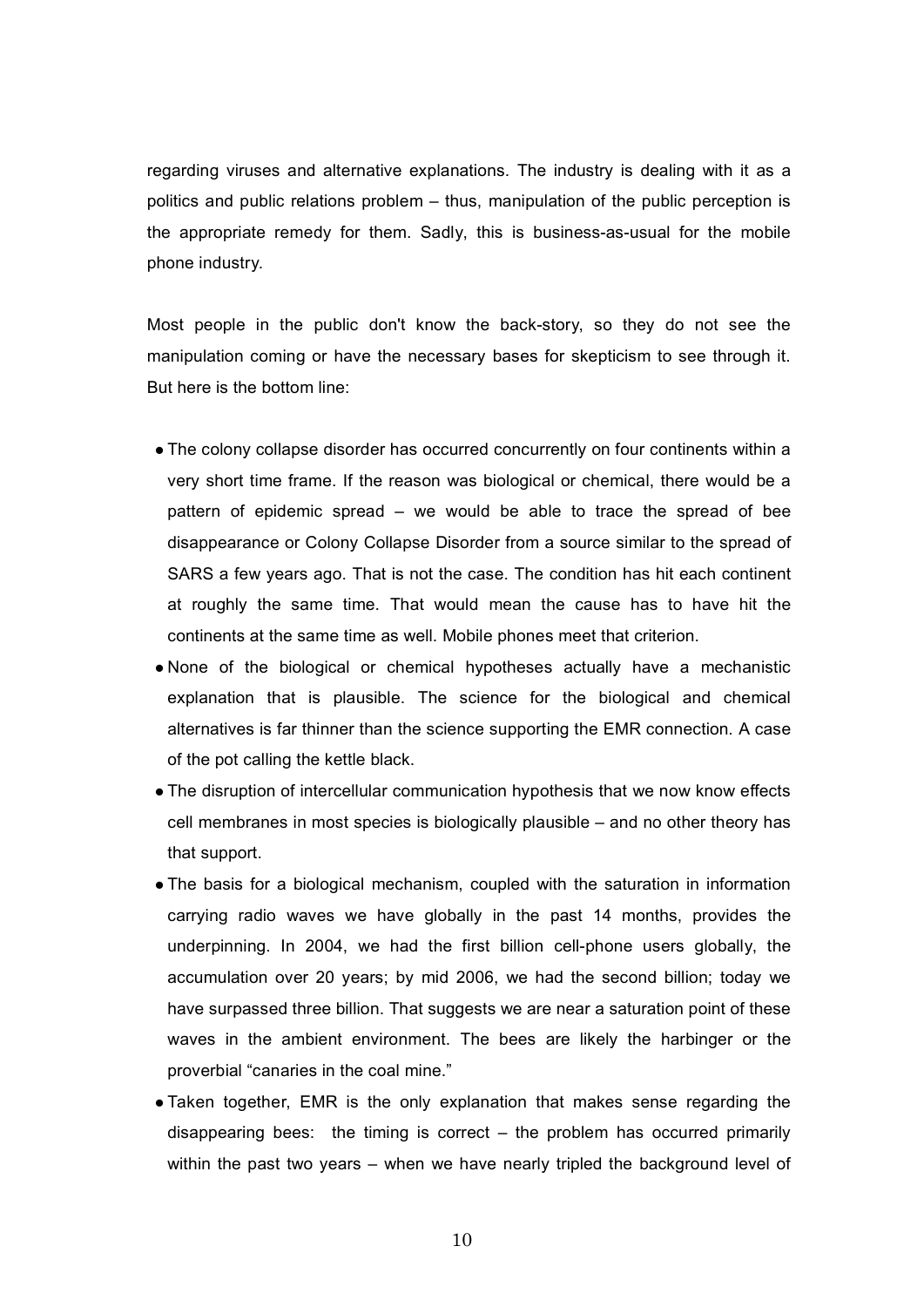regarding viruses and alternative explanations. The industry is dealing with it as a politics and public relations problem – thus, manipulation of the public perception is the appropriate remedy for them. Sadly, this is business-as-usual for the mobile phone industry.

Most people in the public don't know the back-story, so they do not see the manipulation coming or have the necessary bases for skepticism to see through it. But here is the bottom line:

- The colony collapse disorder has occurred concurrently on four continents within a very short time frame. If the reason was biological or chemical, there would be a pattern of epidemic spread – we would be able to trace the spread of bee disappearance or Colony Collapse Disorder from a source similar to the spread of SARS a few years ago. That is not the case. The condition has hit each continent at roughly the same time. That would mean the cause has to have hit the continents at the same time as well. Mobile phones meet that criterion.
- None of the biological or chemical hypotheses actually have a mechanistic explanation that is plausible. The science for the biological and chemical alternatives is far thinner than the science supporting the EMR connection. A case of the pot calling the kettle black.
- The disruption of intercellular communication hypothesis that we now know effects cell membranes in most species is biologically plausible – and no other theory has that support.
- The basis for a biological mechanism, coupled with the saturation in information carrying radio waves we have globally in the past 14 months, provides the underpinning. In 2004, we had the first billion cell-phone users globally, the accumulation over 20 years; by mid 2006, we had the second billion; today we have surpassed three billion. That suggests we are near a saturation point of these waves in the ambient environment. The bees are likely the harbinger or the proverbial "canaries in the coal mine."
- Taken together, EMR is the only explanation that makes sense regarding the disappearing bees: the timing is correct – the problem has occurred primarily within the past two years – when we have nearly tripled the background level of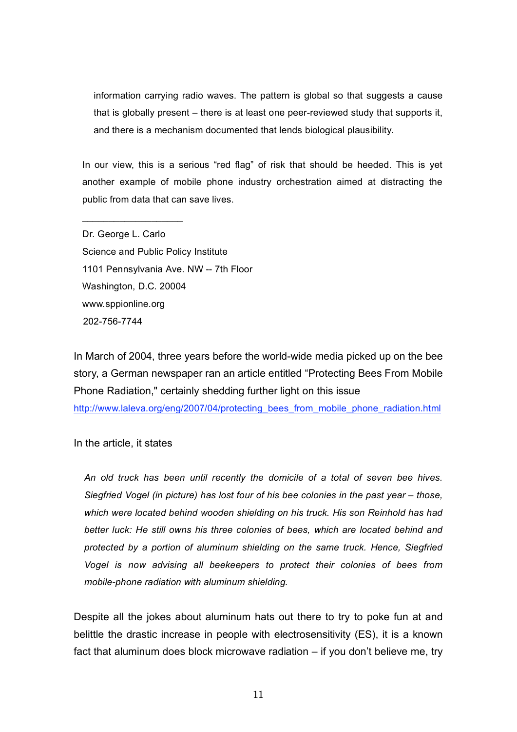> information carrying radio waves. The pattern is global so that suggests a cause that is globally present – there is at least one peer-reviewed study that supports it, and there is a mechanism documented that lends biological plausibility.

In our view, this is a serious "red flag" of risk that should be heeded. This is yet another example of mobile phone industry orchestration aimed at distracting the public from data that can save lives.

\_\_\_\_\_\_\_\_\_\_\_\_\_\_\_\_\_\_\_

Dr. George L. Carlo
Science and Public Policy Institute
1101 Pennsylvania Ave. NW -- 7th Floor
Washington, D.C. 20004
www.sppionline.org
202-756-7744

In March of 2004, three years before the world-wide media picked up on the bee story, a German newspaper ran an article entitled "Protecting Bees From Mobile Phone Radiation," certainly shedding further light on this issue
http://www.laleva.org/eng/2007/04/protecting_bees_from_mobile_phone_radiation.html

In the article, it states

> *An old truck has been until recently the domicile of a total of seven bee hives. Siegfried Vogel (in picture) has lost four of his bee colonies in the past year – those, which were located behind wooden shielding on his truck. His son Reinhold has had better luck: He still owns his three colonies of bees, which are located behind and protected by a portion of aluminum shielding on the same truck. Hence, Siegfried Vogel is now advising all beekeepers to protect their colonies of bees from mobile-phone radiation with aluminum shielding.*

Despite all the jokes about aluminum hats out there to try to poke fun at and belittle the drastic increase in people with electrosensitivity (ES), it is a known fact that aluminum does block microwave radiation – if you don't believe me, try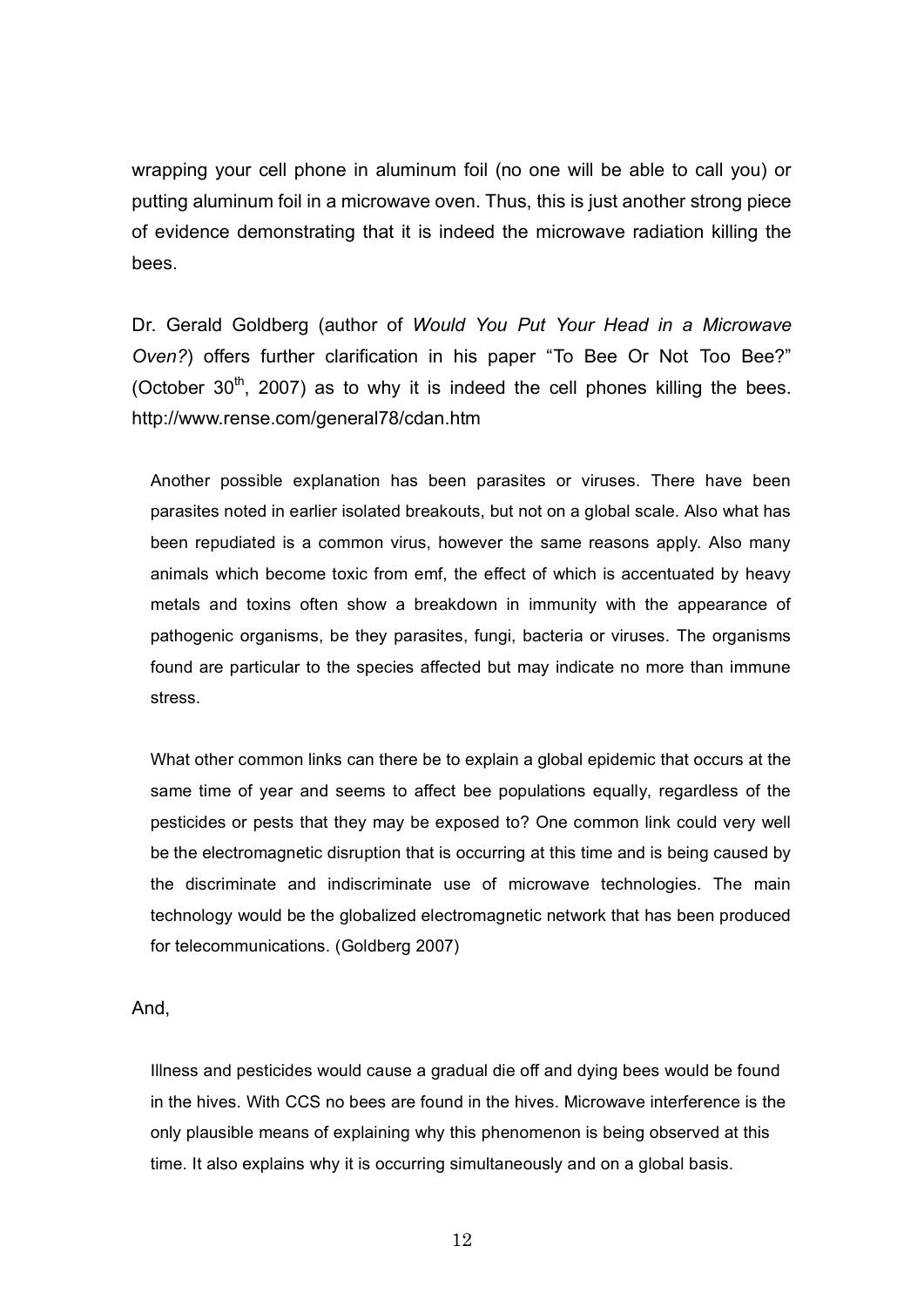wrapping your cell phone in aluminum foil (no one will be able to call you) or putting aluminum foil in a microwave oven. Thus, this is just another strong piece of evidence demonstrating that it is indeed the microwave radiation killing the bees.

Dr. Gerald Goldberg (author of *Would You Put Your Head in a Microwave Oven?*) offers further clarification in his paper "To Bee Or Not Too Bee?" (October 30th, 2007) as to why it is indeed the cell phones killing the bees. http://www.rense.com/general78/cdan.htm

> Another possible explanation has been parasites or viruses. There have been parasites noted in earlier isolated breakouts, but not on a global scale. Also what has been repudiated is a common virus, however the same reasons apply. Also many animals which become toxic from emf, the effect of which is accentuated by heavy metals and toxins often show a breakdown in immunity with the appearance of pathogenic organisms, be they parasites, fungi, bacteria or viruses. The organisms found are particular to the species affected but may indicate no more than immune stress.
>
> What other common links can there be to explain a global epidemic that occurs at the same time of year and seems to affect bee populations equally, regardless of the pesticides or pests that they may be exposed to? One common link could very well be the electromagnetic disruption that is occurring at this time and is being caused by the discriminate and indiscriminate use of microwave technologies. The main technology would be the globalized electromagnetic network that has been produced for telecommunications. (Goldberg 2007)

And,

> Illness and pesticides would cause a gradual die off and dying bees would be found in the hives. With CCS no bees are found in the hives. Microwave interference is the only plausible means of explaining why this phenomenon is being observed at this time. It also explains why it is occurring simultaneously and on a global basis.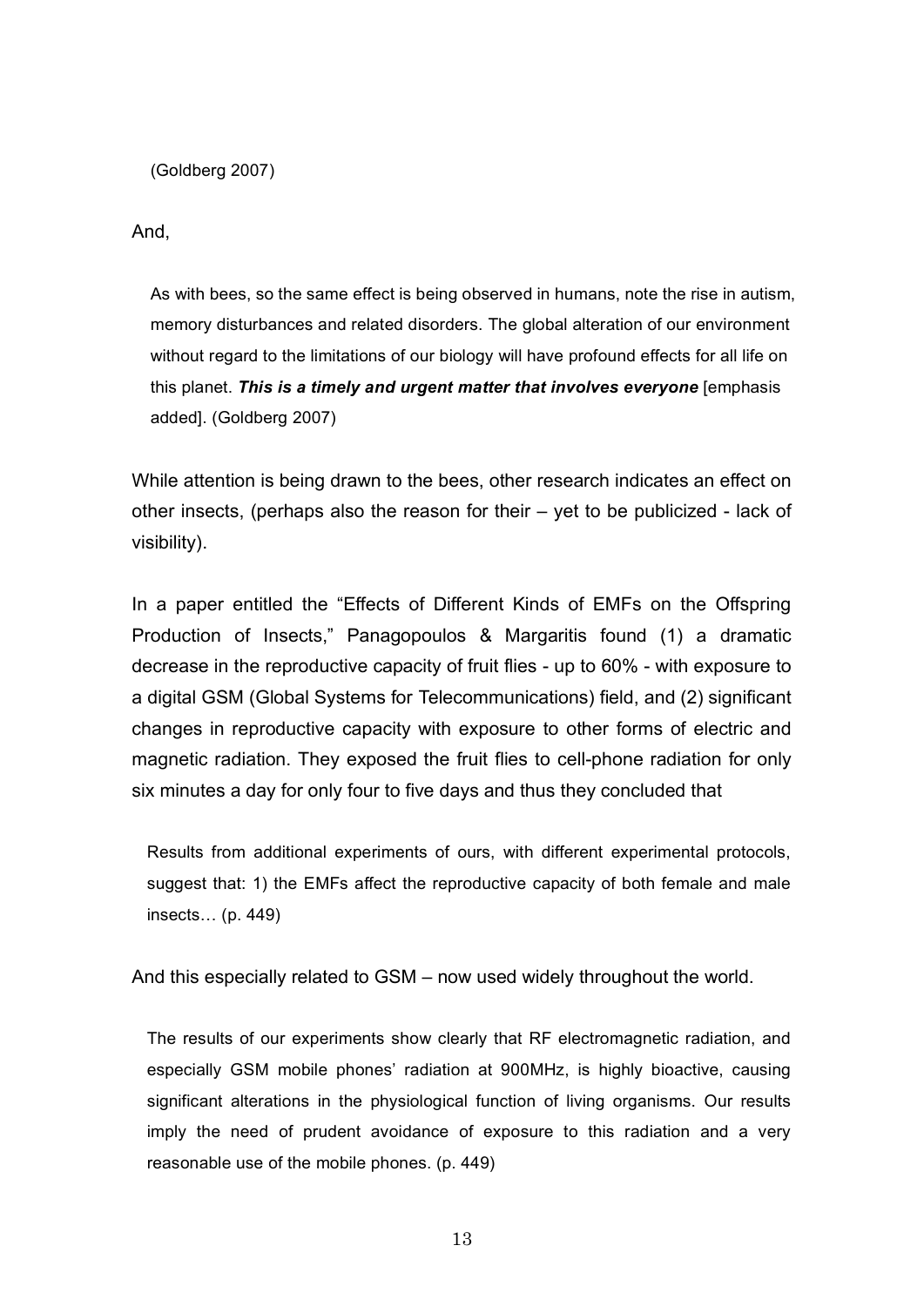> (Goldberg 2007)

And,

> As with bees, so the same effect is being observed in humans, note the rise in autism, memory disturbances and related disorders. The global alteration of our environment without regard to the limitations of our biology will have profound effects for all life on this planet. ***This is a timely and urgent matter that involves everyone*** [emphasis added]. (Goldberg 2007)

While attention is being drawn to the bees, other research indicates an effect on other insects, (perhaps also the reason for their – yet to be publicized - lack of visibility).

In a paper entitled the "Effects of Different Kinds of EMFs on the Offspring Production of Insects," Panagopoulos & Margaritis found (1) a dramatic decrease in the reproductive capacity of fruit flies - up to 60% - with exposure to a digital GSM (Global Systems for Telecommunications) field, and (2) significant changes in reproductive capacity with exposure to other forms of electric and magnetic radiation. They exposed the fruit flies to cell-phone radiation for only six minutes a day for only four to five days and thus they concluded that

> Results from additional experiments of ours, with different experimental protocols, suggest that: 1) the EMFs affect the reproductive capacity of both female and male insects… (p. 449)

And this especially related to GSM – now used widely throughout the world.

> The results of our experiments show clearly that RF electromagnetic radiation, and especially GSM mobile phones' radiation at 900MHz, is highly bioactive, causing significant alterations in the physiological function of living organisms. Our results imply the need of prudent avoidance of exposure to this radiation and a very reasonable use of the mobile phones. (p. 449)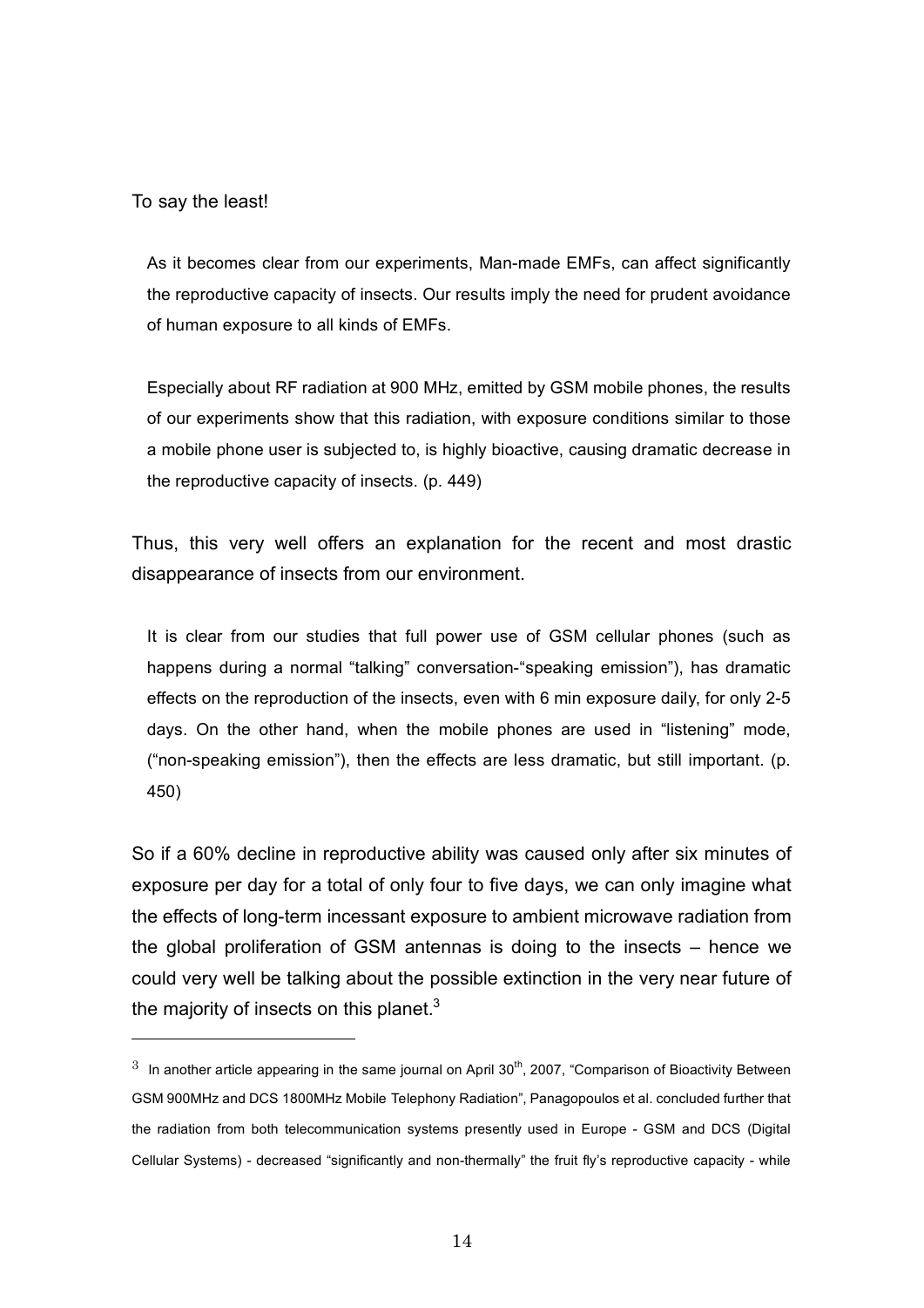To say the least!

> As it becomes clear from our experiments, Man-made EMFs, can affect significantly the reproductive capacity of insects. Our results imply the need for prudent avoidance of human exposure to all kinds of EMFs.
>
> Especially about RF radiation at 900 MHz, emitted by GSM mobile phones, the results of our experiments show that this radiation, with exposure conditions similar to those a mobile phone user is subjected to, is highly bioactive, causing dramatic decrease in the reproductive capacity of insects. (p. 449)

Thus, this very well offers an explanation for the recent and most drastic disappearance of insects from our environment.

> It is clear from our studies that full power use of GSM cellular phones (such as happens during a normal "talking" conversation-"speaking emission"), has dramatic effects on the reproduction of the insects, even with 6 min exposure daily, for only 2-5 days. On the other hand, when the mobile phones are used in "listening" mode, ("non-speaking emission"), then the effects are less dramatic, but still important. (p. 450)

So if a 60% decline in reproductive ability was caused only after six minutes of exposure per day for a total of only four to five days, we can only imagine what the effects of long-term incessant exposure to ambient microwave radiation from the global proliferation of GSM antennas is doing to the insects – hence we could very well be talking about the possible extinction in the very near future of the majority of insects on this planet.[3]

---

[3] In another article appearing in the same journal on April 30th, 2007, "Comparison of Bioactivity Between GSM 900MHz and DCS 1800MHz Mobile Telephony Radiation", Panagopoulos et al. concluded further that the radiation from both telecommunication systems presently used in Europe - GSM and DCS (Digital Cellular Systems) - decreased "significantly and non-thermally" the fruit fly's reproductive capacity - while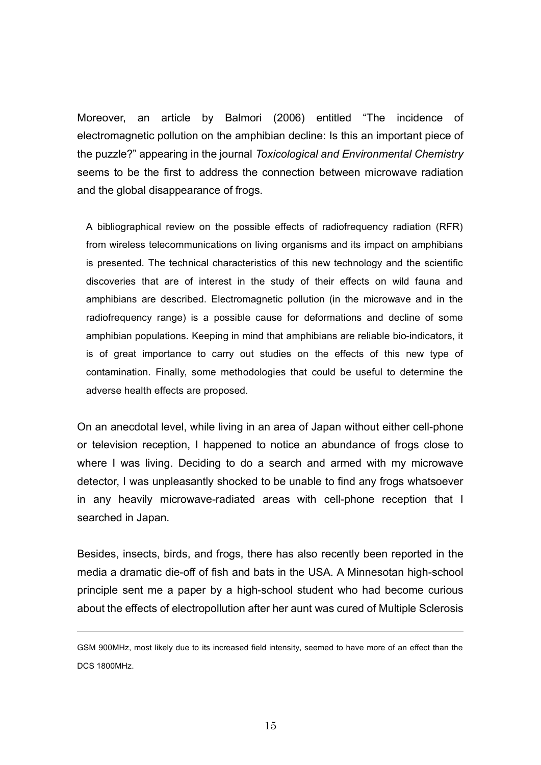Moreover, an article by Balmori (2006) entitled "The incidence of electromagnetic pollution on the amphibian decline: Is this an important piece of the puzzle?" appearing in the journal *Toxicological and Environmental Chemistry* seems to be the first to address the connection between microwave radiation and the global disappearance of frogs.

> A bibliographical review on the possible effects of radiofrequency radiation (RFR) from wireless telecommunications on living organisms and its impact on amphibians is presented. The technical characteristics of this new technology and the scientific discoveries that are of interest in the study of their effects on wild fauna and amphibians are described. Electromagnetic pollution (in the microwave and in the radiofrequency range) is a possible cause for deformations and decline of some amphibian populations. Keeping in mind that amphibians are reliable bio-indicators, it is of great importance to carry out studies on the effects of this new type of contamination. Finally, some methodologies that could be useful to determine the adverse health effects are proposed.

On an anecdotal level, while living in an area of Japan without either cell-phone or television reception, I happened to notice an abundance of frogs close to where I was living. Deciding to do a search and armed with my microwave detector, I was unpleasantly shocked to be unable to find any frogs whatsoever in any heavily microwave-radiated areas with cell-phone reception that I searched in Japan.

Besides, insects, birds, and frogs, there has also recently been reported in the media a dramatic die-off of fish and bats in the USA. A Minnesotan high-school principle sent me a paper by a high-school student who had become curious about the effects of electropollution after her aunt was cured of Multiple Sclerosis

---

GSM 900MHz, most likely due to its increased field intensity, seemed to have more of an effect than the DCS 1800MHz.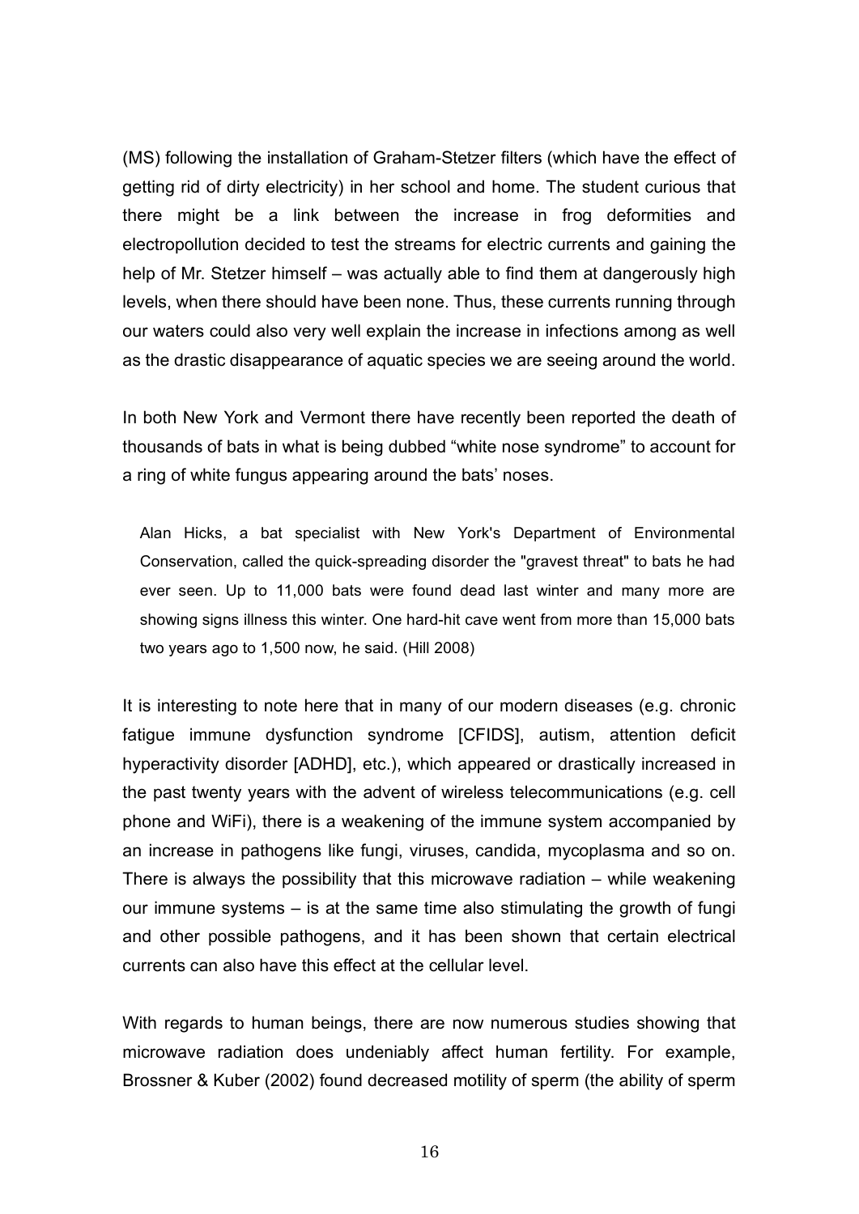(MS) following the installation of Graham-Stetzer filters (which have the effect of getting rid of dirty electricity) in her school and home. The student curious that there might be a link between the increase in frog deformities and electropollution decided to test the streams for electric currents and gaining the help of Mr. Stetzer himself – was actually able to find them at dangerously high levels, when there should have been none. Thus, these currents running through our waters could also very well explain the increase in infections among as well as the drastic disappearance of aquatic species we are seeing around the world.

In both New York and Vermont there have recently been reported the death of thousands of bats in what is being dubbed "white nose syndrome" to account for a ring of white fungus appearing around the bats' noses.

> Alan Hicks, a bat specialist with New York's Department of Environmental Conservation, called the quick-spreading disorder the "gravest threat" to bats he had ever seen. Up to 11,000 bats were found dead last winter and many more are showing signs illness this winter. One hard-hit cave went from more than 15,000 bats two years ago to 1,500 now, he said. (Hill 2008)

It is interesting to note here that in many of our modern diseases (e.g. chronic fatigue immune dysfunction syndrome [CFIDS], autism, attention deficit hyperactivity disorder [ADHD], etc.), which appeared or drastically increased in the past twenty years with the advent of wireless telecommunications (e.g. cell phone and WiFi), there is a weakening of the immune system accompanied by an increase in pathogens like fungi, viruses, candida, mycoplasma and so on. There is always the possibility that this microwave radiation – while weakening our immune systems – is at the same time also stimulating the growth of fungi and other possible pathogens, and it has been shown that certain electrical currents can also have this effect at the cellular level.

With regards to human beings, there are now numerous studies showing that microwave radiation does undeniably affect human fertility. For example, Brossner & Kuber (2002) found decreased motility of sperm (the ability of sperm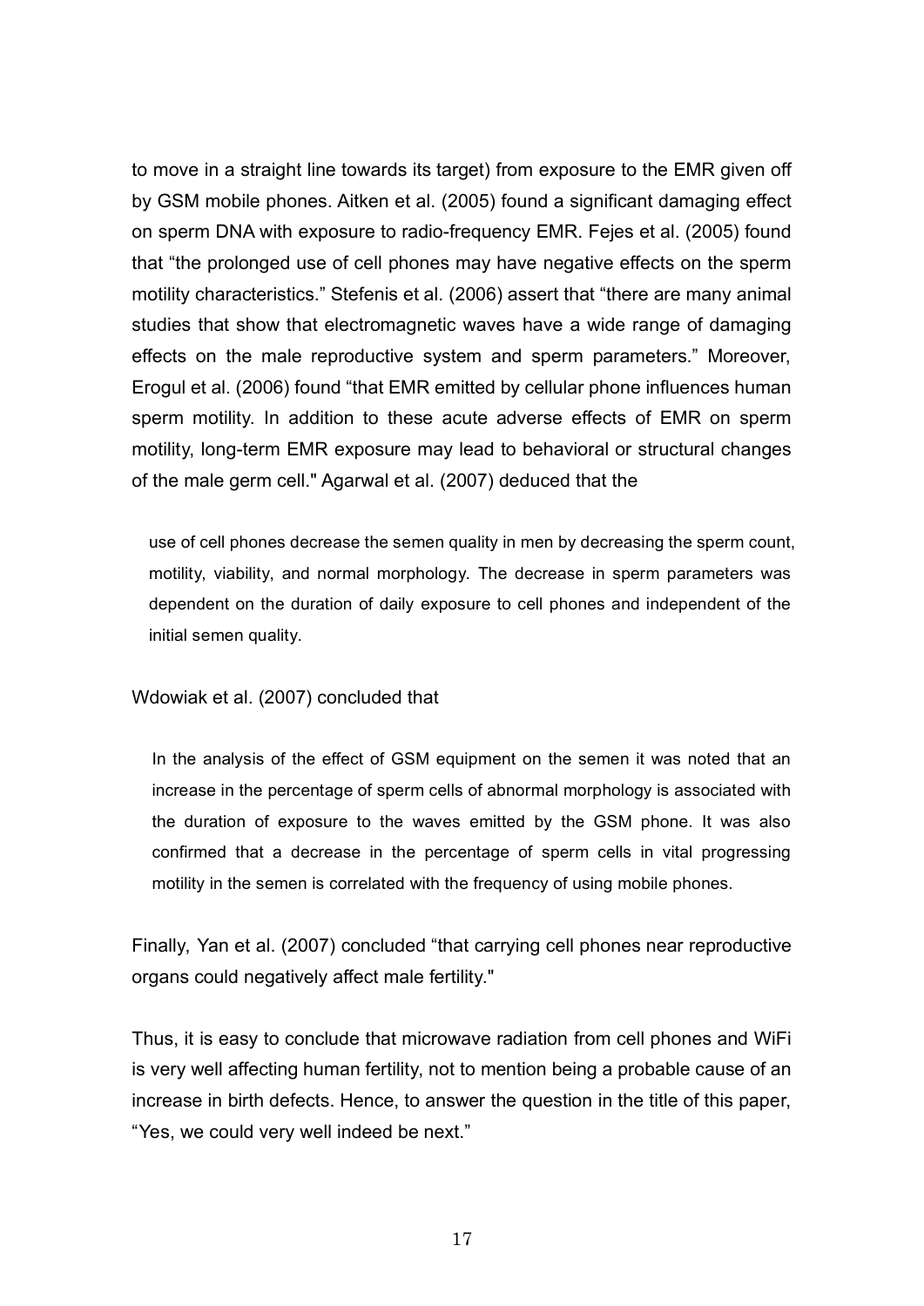to move in a straight line towards its target) from exposure to the EMR given off by GSM mobile phones. Aitken et al. (2005) found a significant damaging effect on sperm DNA with exposure to radio-frequency EMR. Fejes et al. (2005) found that "the prolonged use of cell phones may have negative effects on the sperm motility characteristics." Stefenis et al. (2006) assert that "there are many animal studies that show that electromagnetic waves have a wide range of damaging effects on the male reproductive system and sperm parameters." Moreover, Erogul et al. (2006) found "that EMR emitted by cellular phone influences human sperm motility. In addition to these acute adverse effects of EMR on sperm motility, long-term EMR exposure may lead to behavioral or structural changes of the male germ cell." Agarwal et al. (2007) deduced that the

> use of cell phones decrease the semen quality in men by decreasing the sperm count, motility, viability, and normal morphology. The decrease in sperm parameters was dependent on the duration of daily exposure to cell phones and independent of the initial semen quality.

Wdowiak et al. (2007) concluded that

> In the analysis of the effect of GSM equipment on the semen it was noted that an increase in the percentage of sperm cells of abnormal morphology is associated with the duration of exposure to the waves emitted by the GSM phone. It was also confirmed that a decrease in the percentage of sperm cells in vital progressing motility in the semen is correlated with the frequency of using mobile phones.

Finally, Yan et al. (2007) concluded "that carrying cell phones near reproductive organs could negatively affect male fertility."

Thus, it is easy to conclude that microwave radiation from cell phones and WiFi is very well affecting human fertility, not to mention being a probable cause of an increase in birth defects. Hence, to answer the question in the title of this paper, "Yes, we could very well indeed be next."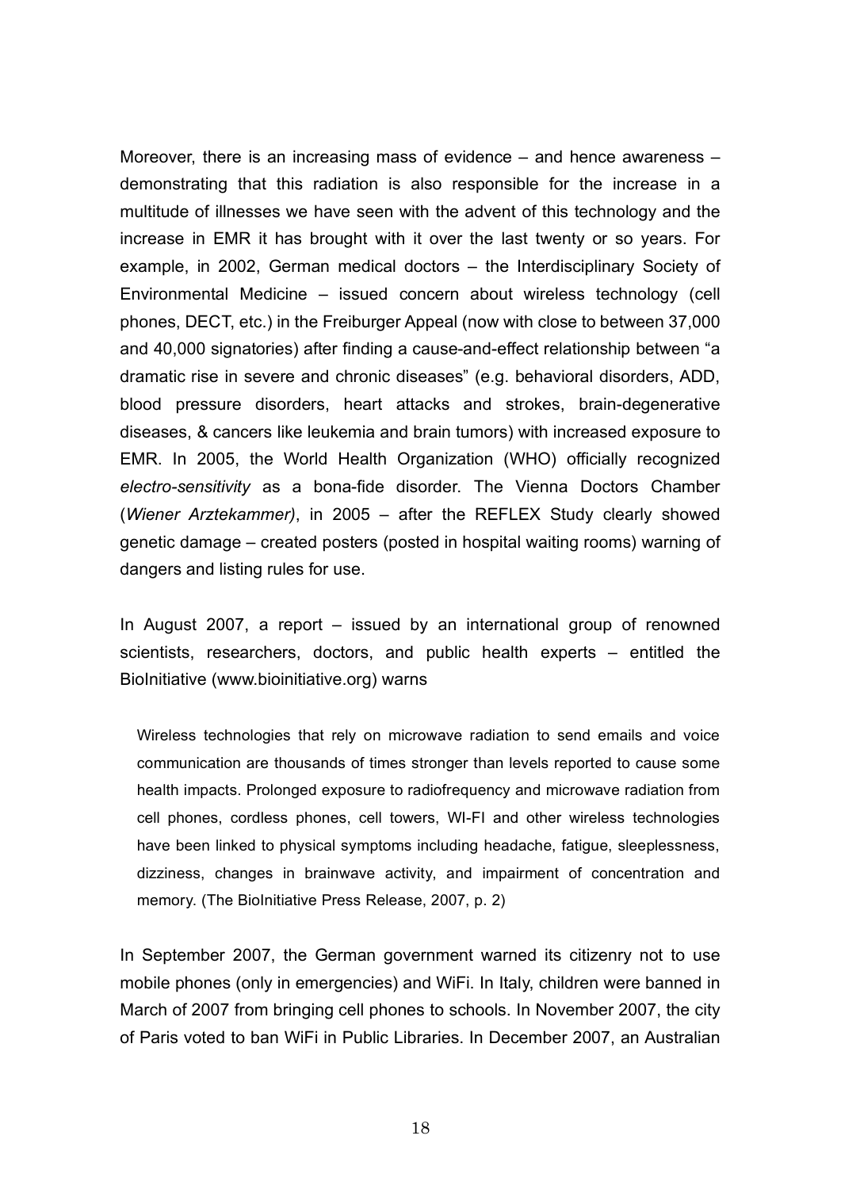Moreover, there is an increasing mass of evidence – and hence awareness – demonstrating that this radiation is also responsible for the increase in a multitude of illnesses we have seen with the advent of this technology and the increase in EMR it has brought with it over the last twenty or so years. For example, in 2002, German medical doctors – the Interdisciplinary Society of Environmental Medicine – issued concern about wireless technology (cell phones, DECT, etc.) in the Freiburger Appeal (now with close to between 37,000 and 40,000 signatories) after finding a cause-and-effect relationship between "a dramatic rise in severe and chronic diseases" (e.g. behavioral disorders, ADD, blood pressure disorders, heart attacks and strokes, brain-degenerative diseases, & cancers like leukemia and brain tumors) with increased exposure to EMR. In 2005, the World Health Organization (WHO) officially recognized *electro-sensitivity* as a bona-fide disorder. The Vienna Doctors Chamber (*Wiener Arztekammer)*, in 2005 – after the REFLEX Study clearly showed genetic damage – created posters (posted in hospital waiting rooms) warning of dangers and listing rules for use.

In August 2007, a report – issued by an international group of renowned scientists, researchers, doctors, and public health experts – entitled the BioInitiative (www.bioinitiative.org) warns

> Wireless technologies that rely on microwave radiation to send emails and voice communication are thousands of times stronger than levels reported to cause some health impacts. Prolonged exposure to radiofrequency and microwave radiation from cell phones, cordless phones, cell towers, WI-FI and other wireless technologies have been linked to physical symptoms including headache, fatigue, sleeplessness, dizziness, changes in brainwave activity, and impairment of concentration and memory. (The BioInitiative Press Release, 2007, p. 2)

In September 2007, the German government warned its citizenry not to use mobile phones (only in emergencies) and WiFi. In Italy, children were banned in March of 2007 from bringing cell phones to schools. In November 2007, the city of Paris voted to ban WiFi in Public Libraries. In December 2007, an Australian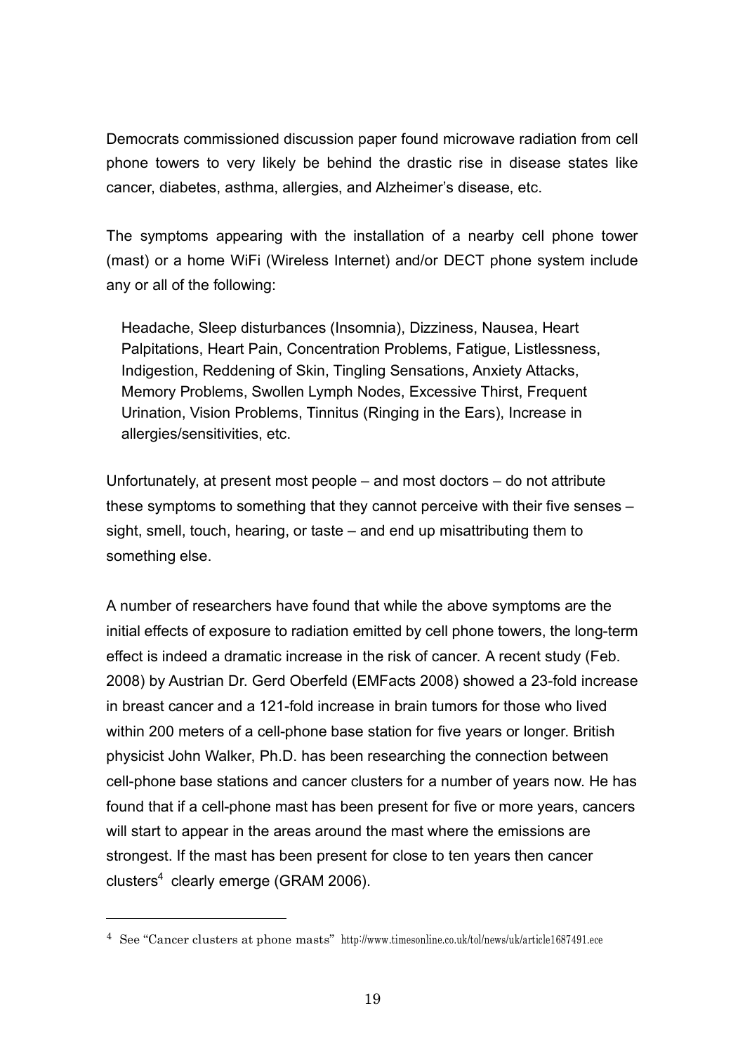Democrats commissioned discussion paper found microwave radiation from cell phone towers to very likely be behind the drastic rise in disease states like cancer, diabetes, asthma, allergies, and Alzheimer's disease, etc.

The symptoms appearing with the installation of a nearby cell phone tower (mast) or a home WiFi (Wireless Internet) and/or DECT phone system include any or all of the following:

> Headache, Sleep disturbances (Insomnia), Dizziness, Nausea, Heart Palpitations, Heart Pain, Concentration Problems, Fatigue, Listlessness, Indigestion, Reddening of Skin, Tingling Sensations, Anxiety Attacks, Memory Problems, Swollen Lymph Nodes, Excessive Thirst, Frequent Urination, Vision Problems, Tinnitus (Ringing in the Ears), Increase in allergies/sensitivities, etc.

Unfortunately, at present most people – and most doctors – do not attribute these symptoms to something that they cannot perceive with their five senses – sight, smell, touch, hearing, or taste – and end up misattributing them to something else.

A number of researchers have found that while the above symptoms are the initial effects of exposure to radiation emitted by cell phone towers, the long-term effect is indeed a dramatic increase in the risk of cancer. A recent study (Feb. 2008) by Austrian Dr. Gerd Oberfeld (EMFacts 2008) showed a 23-fold increase in breast cancer and a 121-fold increase in brain tumors for those who lived within 200 meters of a cell-phone base station for five years or longer. British physicist John Walker, Ph.D. has been researching the connection between cell-phone base stations and cancer clusters for a number of years now. He has found that if a cell-phone mast has been present for five or more years, cancers will start to appear in the areas around the mast where the emissions are strongest. If the mast has been present for close to ten years then cancer clusters[4] clearly emerge (GRAM 2006).

---

[4] See "Cancer clusters at phone masts" http://www.timesonline.co.uk/tol/news/uk/article1687491.ece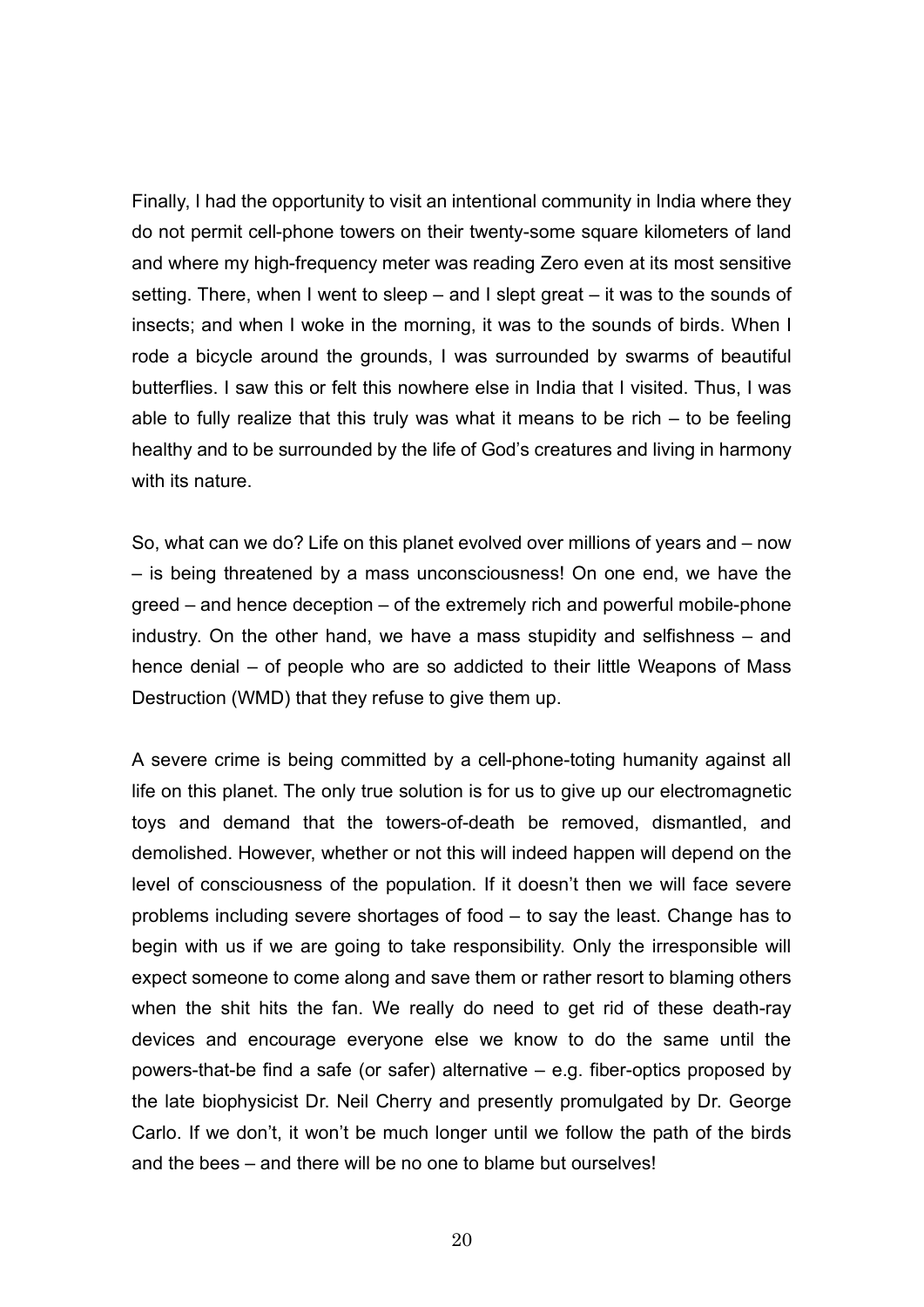Finally, I had the opportunity to visit an intentional community in India where they do not permit cell-phone towers on their twenty-some square kilometers of land and where my high-frequency meter was reading Zero even at its most sensitive setting. There, when I went to sleep – and I slept great – it was to the sounds of insects; and when I woke in the morning, it was to the sounds of birds. When I rode a bicycle around the grounds, I was surrounded by swarms of beautiful butterflies. I saw this or felt this nowhere else in India that I visited. Thus, I was able to fully realize that this truly was what it means to be rich – to be feeling healthy and to be surrounded by the life of God's creatures and living in harmony with its nature.

So, what can we do? Life on this planet evolved over millions of years and – now – is being threatened by a mass unconsciousness! On one end, we have the greed – and hence deception – of the extremely rich and powerful mobile-phone industry. On the other hand, we have a mass stupidity and selfishness – and hence denial – of people who are so addicted to their little Weapons of Mass Destruction (WMD) that they refuse to give them up.

A severe crime is being committed by a cell-phone-toting humanity against all life on this planet. The only true solution is for us to give up our electromagnetic toys and demand that the towers-of-death be removed, dismantled, and demolished. However, whether or not this will indeed happen will depend on the level of consciousness of the population. If it doesn't then we will face severe problems including severe shortages of food – to say the least. Change has to begin with us if we are going to take responsibility. Only the irresponsible will expect someone to come along and save them or rather resort to blaming others when the shit hits the fan. We really do need to get rid of these death-ray devices and encourage everyone else we know to do the same until the powers-that-be find a safe (or safer) alternative – e.g. fiber-optics proposed by the late biophysicist Dr. Neil Cherry and presently promulgated by Dr. George Carlo. If we don't, it won't be much longer until we follow the path of the birds and the bees – and there will be no one to blame but ourselves!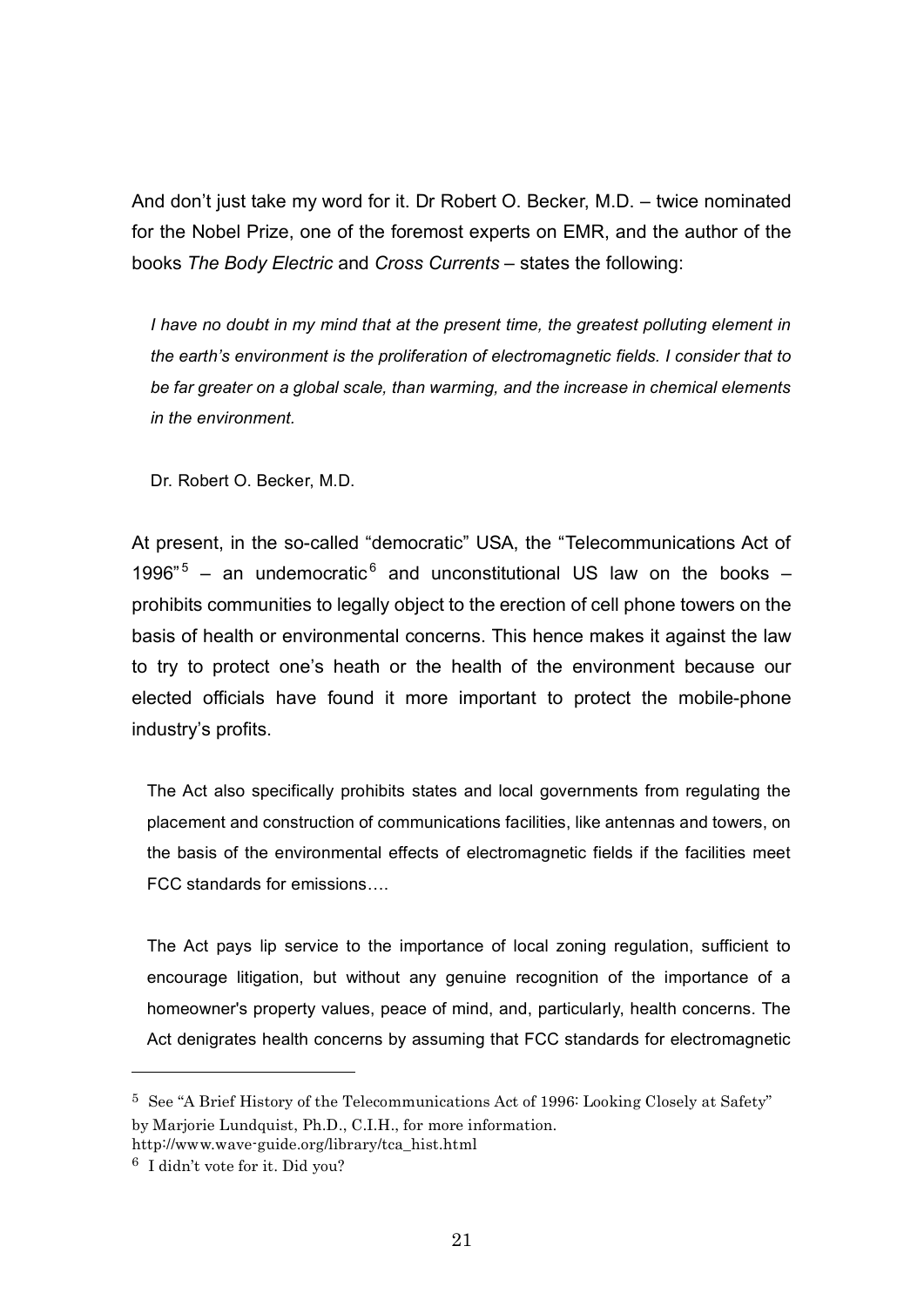And don't just take my word for it. Dr Robert O. Becker, M.D. – twice nominated for the Nobel Prize, one of the foremost experts on EMR, and the author of the books *The Body Electric* and *Cross Currents* – states the following:

> *I have no doubt in my mind that at the present time, the greatest polluting element in the earth's environment is the proliferation of electromagnetic fields. I consider that to be far greater on a global scale, than warming, and the increase in chemical elements in the environment.*
>
> Dr. Robert O. Becker, M.D.

At present, in the so-called "democratic" USA, the "Telecommunications Act of 1996"[5] – an undemocratic[6] and unconstitutional US law on the books – prohibits communities to legally object to the erection of cell phone towers on the basis of health or environmental concerns. This hence makes it against the law to try to protect one's heath or the health of the environment because our elected officials have found it more important to protect the mobile-phone industry's profits.

> The Act also specifically prohibits states and local governments from regulating the placement and construction of communications facilities, like antennas and towers, on the basis of the environmental effects of electromagnetic fields if the facilities meet FCC standards for emissions….
>
> The Act pays lip service to the importance of local zoning regulation, sufficient to encourage litigation, but without any genuine recognition of the importance of a homeowner's property values, peace of mind, and, particularly, health concerns. The Act denigrates health concerns by assuming that FCC standards for electromagnetic

---

[5] See "A Brief History of the Telecommunications Act of 1996: Looking Closely at Safety" by Marjorie Lundquist, Ph.D., C.I.H., for more information. http://www.wave-guide.org/library/tca_hist.html

[6] I didn't vote for it. Did you?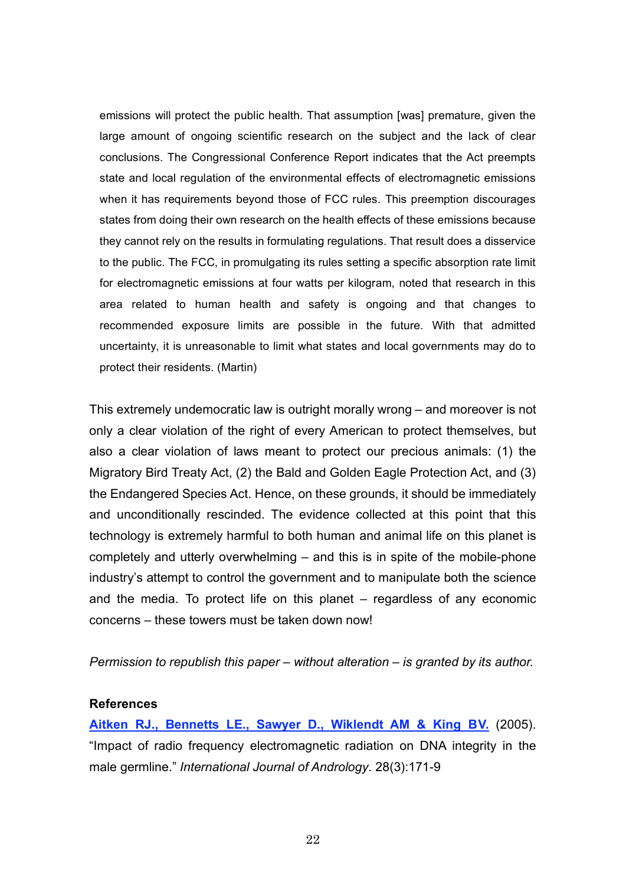> emissions will protect the public health. That assumption [was] premature, given the large amount of ongoing scientific research on the subject and the lack of clear conclusions. The Congressional Conference Report indicates that the Act preempts state and local regulation of the environmental effects of electromagnetic emissions when it has requirements beyond those of FCC rules. This preemption discourages states from doing their own research on the health effects of these emissions because they cannot rely on the results in formulating regulations. That result does a disservice to the public. The FCC, in promulgating its rules setting a specific absorption rate limit for electromagnetic emissions at four watts per kilogram, noted that research in this area related to human health and safety is ongoing and that changes to recommended exposure limits are possible in the future. With that admitted uncertainty, it is unreasonable to limit what states and local governments may do to protect their residents. (Martin)

This extremely undemocratic law is outright morally wrong – and moreover is not only a clear violation of the right of every American to protect themselves, but also a clear violation of laws meant to protect our precious animals: (1) the Migratory Bird Treaty Act, (2) the Bald and Golden Eagle Protection Act, and (3) the Endangered Species Act. Hence, on these grounds, it should be immediately and unconditionally rescinded. The evidence collected at this point that this technology is extremely harmful to both human and animal life on this planet is completely and utterly overwhelming – and this is in spite of the mobile-phone industry's attempt to control the government and to manipulate both the science and the media. To protect life on this planet – regardless of any economic concerns – these towers must be taken down now!

*Permission to republish this paper – without alteration – is granted by its author.*

**References**

**Aitken RJ., Bennetts LE., Sawyer D., Wiklendt AM & King BV.** (2005). "Impact of radio frequency electromagnetic radiation on DNA integrity in the male germline." *International Journal of Andrology*. 28(3):171-9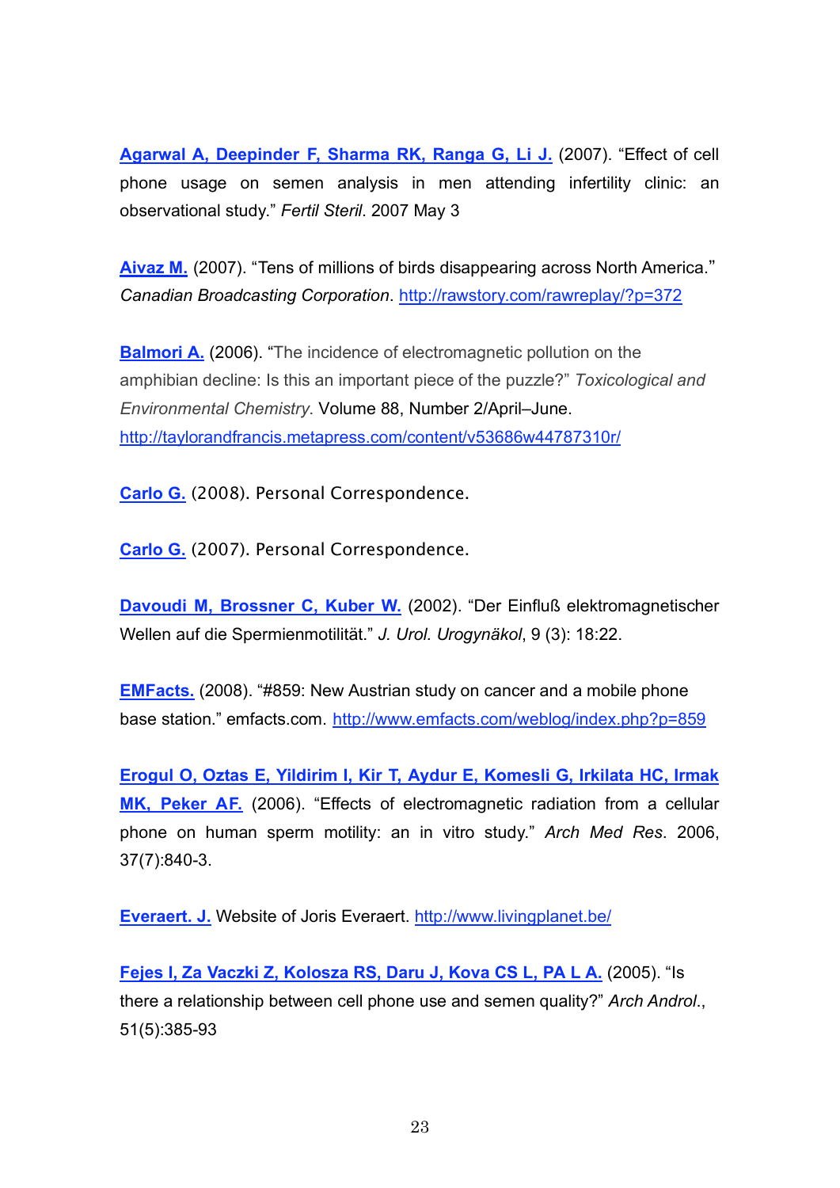**Agarwal A, Deepinder F, Sharma RK, Ranga G, Li J.** (2007). "Effect of cell phone usage on semen analysis in men attending infertility clinic: an observational study." *Fertil Steril*. 2007 May 3

**Aivaz M.** (2007). "Tens of millions of birds disappearing across North America." *Canadian Broadcasting Corporation*. http://rawstory.com/rawreplay/?p=372

**Balmori A.** (2006). "The incidence of electromagnetic pollution on the amphibian decline: Is this an important piece of the puzzle?" *Toxicological and Environmental Chemistry*. Volume 88, Number 2/April–June. http://taylorandfrancis.metapress.com/content/v53686w44787310r/

**Carlo G.** (2008). Personal Correspondence.

**Carlo G.** (2007). Personal Correspondence.

**Davoudi M, Brossner C, Kuber W.** (2002). "Der Einfluß elektromagnetischer Wellen auf die Spermienmotilität." *J. Urol. Urogynäkol*, 9 (3): 18:22.

**EMFacts.** (2008). "#859: New Austrian study on cancer and a mobile phone base station." emfacts.com. http://www.emfacts.com/weblog/index.php?p=859

**Erogul O, Oztas E, Yildirim I, Kir T, Aydur E, Komesli G, Irkilata HC, Irmak MK, Peker AF.** (2006). "Effects of electromagnetic radiation from a cellular phone on human sperm motility: an in vitro study." *Arch Med Res*. 2006, 37(7):840-3.

**Everaert. J.** Website of Joris Everaert. http://www.livingplanet.be/

**Fejes I, Za Vaczki Z, Kolosza RS, Daru J, Kova CS L, PA L A.** (2005). "Is there a relationship between cell phone use and semen quality?" *Arch Androl*., 51(5):385-93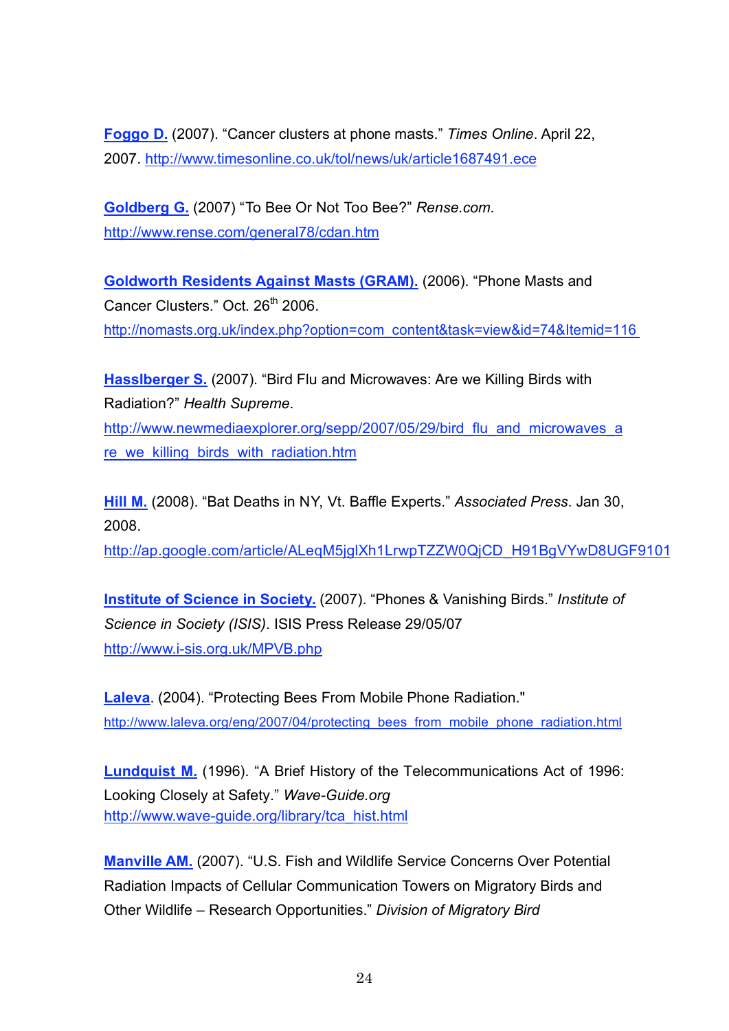**Foggo D.** (2007). "Cancer clusters at phone masts." *Times Online*. April 22, 2007. http://www.timesonline.co.uk/tol/news/uk/article1687491.ece

**Goldberg G.** (2007) "To Bee Or Not Too Bee?" *Rense.com*. http://www.rense.com/general78/cdan.htm

**Goldworth Residents Against Masts (GRAM).** (2006). "Phone Masts and Cancer Clusters." Oct. 26th 2006. http://nomasts.org.uk/index.php?option=com_content&task=view&id=74&Itemid=116

**Hasslberger S.** (2007). "Bird Flu and Microwaves: Are we Killing Birds with Radiation?" *Health Supreme*. http://www.newmediaexplorer.org/sepp/2007/05/29/bird_flu_and_microwaves_are_we_killing_birds_with_radiation.htm

**Hill M.** (2008). "Bat Deaths in NY, Vt. Baffle Experts." *Associated Press*. Jan 30, 2008. http://ap.google.com/article/ALeqM5jglXh1LrwpTZZW0QjCD_H91BgVYwD8UGF9101

**Institute of Science in Society.** (2007). "Phones & Vanishing Birds." *Institute of Science in Society (ISIS)*. ISIS Press Release 29/05/07 http://www.i-sis.org.uk/MPVB.php

**Laleva**. (2004). "Protecting Bees From Mobile Phone Radiation." http://www.laleva.org/eng/2007/04/protecting_bees_from_mobile_phone_radiation.html

**Lundquist M.** (1996). "A Brief History of the Telecommunications Act of 1996: Looking Closely at Safety." *Wave-Guide.org* http://www.wave-guide.org/library/tca_hist.html

**Manville AM.** (2007). "U.S. Fish and Wildlife Service Concerns Over Potential Radiation Impacts of Cellular Communication Towers on Migratory Birds and Other Wildlife – Research Opportunities." *Division of Migratory Bird*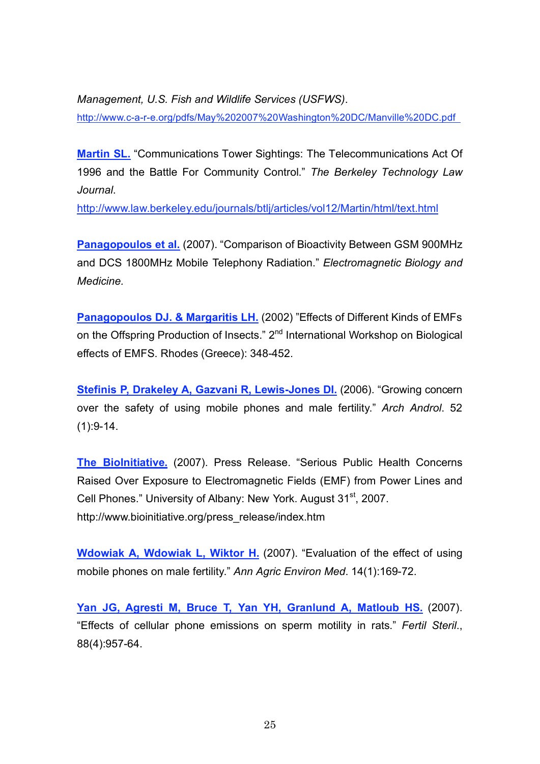*Management, U.S. Fish and Wildlife Services (USFWS)*.
http://www.c-a-r-e.org/pdfs/May%202007%20Washington%20DC/Manville%20DC.pdf

**Martin SL.** "Communications Tower Sightings: The Telecommunications Act Of 1996 and the Battle For Community Control." *The Berkeley Technology Law Journal*.
http://www.law.berkeley.edu/journals/btlj/articles/vol12/Martin/html/text.html

**Panagopoulos et al.** (2007). "Comparison of Bioactivity Between GSM 900MHz and DCS 1800MHz Mobile Telephony Radiation." *Electromagnetic Biology and Medicine.*

**Panagopoulos DJ. & Margaritis LH.** (2002) "Effects of Different Kinds of EMFs on the Offspring Production of Insects." 2nd International Workshop on Biological effects of EMFS. Rhodes (Greece): 348-452.

**Stefinis P, Drakeley A, Gazvani R, Lewis-Jones DI.** (2006). "Growing concern over the safety of using mobile phones and male fertility." *Arch Androl*. 52 (1):9-14.

**The BioInitiative.** (2007). Press Release. "Serious Public Health Concerns Raised Over Exposure to Electromagnetic Fields (EMF) from Power Lines and Cell Phones." University of Albany: New York. August 31st, 2007.
http://www.bioinitiative.org/press_release/index.htm

**Wdowiak A, Wdowiak L, Wiktor H.** (2007). "Evaluation of the effect of using mobile phones on male fertility." *Ann Agric Environ Med*. 14(1):169-72.

**Yan JG, Agresti M, Bruce T, Yan YH, Granlund A, Matloub HS.** (2007). "Effects of cellular phone emissions on sperm motility in rats." *Fertil Steril*., 88(4):957-64.